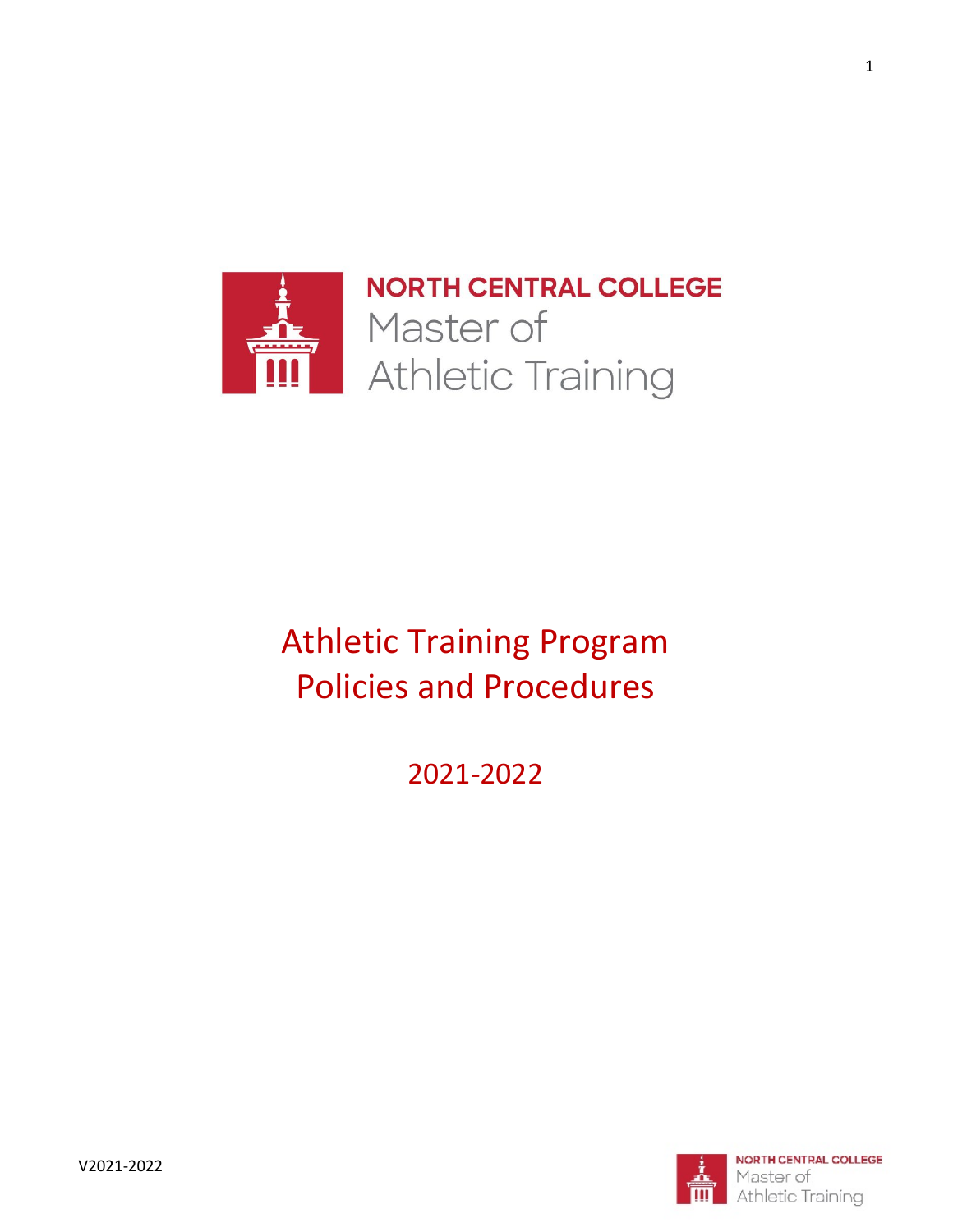NORTH CENTRAL COLLEGE
Master of
Athletic Training

# Athletic Training Program Policies and Procedures

## 2021-2022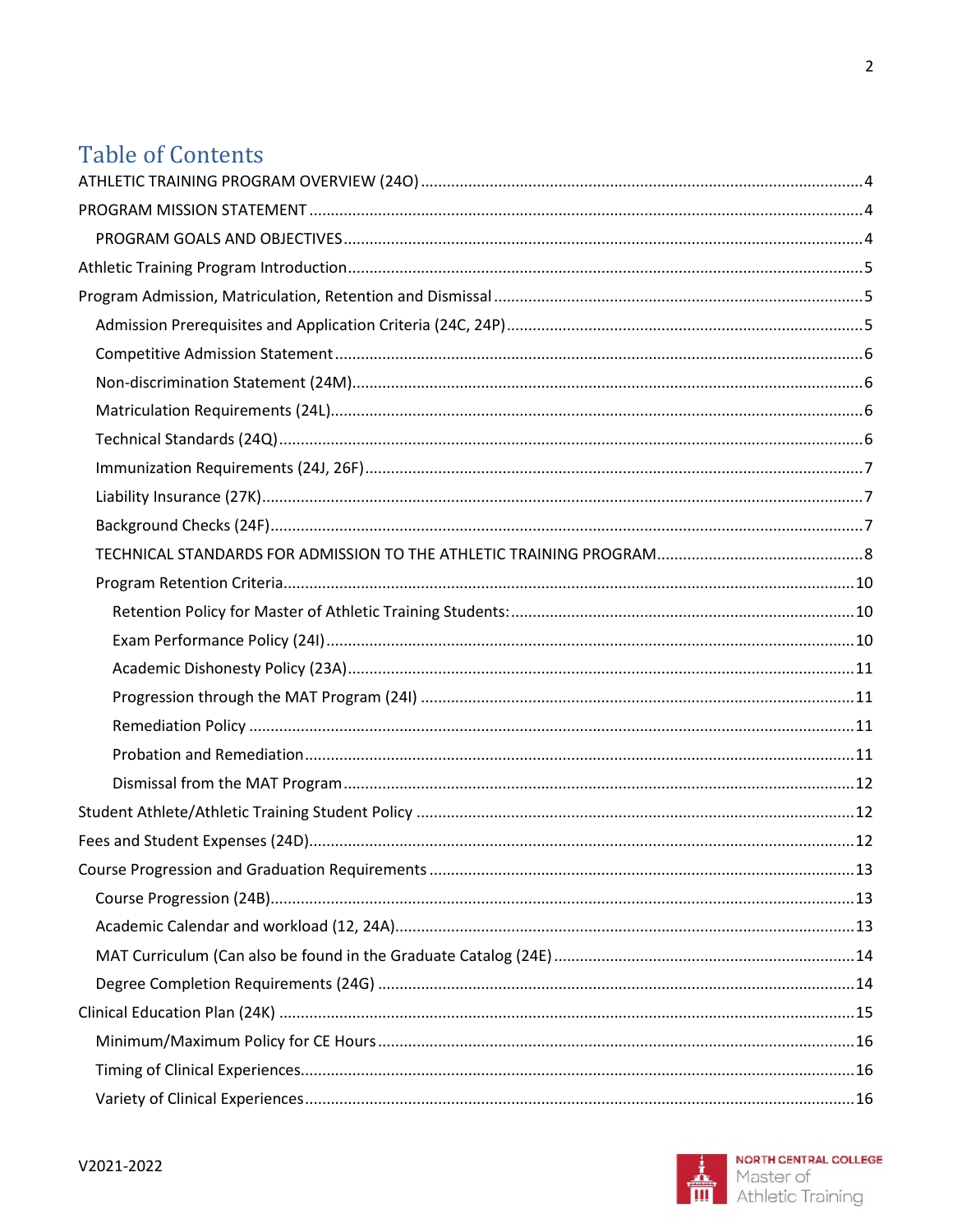# Table of Contents

ATHLETIC TRAINING PROGRAM OVERVIEW (24O) .....4
PROGRAM MISSION STATEMENT .....4
- PROGRAM GOALS AND OBJECTIVES .....4

Athletic Training Program Introduction .....5
Program Admission, Matriculation, Retention and Dismissal .....5
- Admission Prerequisites and Application Criteria (24C, 24P) .....5
- Competitive Admission Statement .....6
- Non-discrimination Statement (24M) .....6
- Matriculation Requirements (24L) .....6
- Technical Standards (24Q) .....6
- Immunization Requirements (24J, 26F) .....7
- Liability Insurance (27K) .....7
- Background Checks (24F) .....7
- TECHNICAL STANDARDS FOR ADMISSION TO THE ATHLETIC TRAINING PROGRAM .....8
- Program Retention Criteria .....10
  - Retention Policy for Master of Athletic Training Students: .....10
  - Exam Performance Policy (24I) .....10
  - Academic Dishonesty Policy (23A) .....11
  - Progression through the MAT Program (24I) .....11
  - Remediation Policy .....11
  - Probation and Remediation .....11
  - Dismissal from the MAT Program .....12

Student Athlete/Athletic Training Student Policy .....12
Fees and Student Expenses (24D) .....12
Course Progression and Graduation Requirements .....13
- Course Progression (24B) .....13
- Academic Calendar and workload (12, 24A) .....13
- MAT Curriculum (Can also be found in the Graduate Catalog (24E) .....14
- Degree Completion Requirements (24G) .....14

Clinical Education Plan (24K) .....15
- Minimum/Maximum Policy for CE Hours .....16
- Timing of Clinical Experiences .....16
- Variety of Clinical Experiences .....16

V2021-2022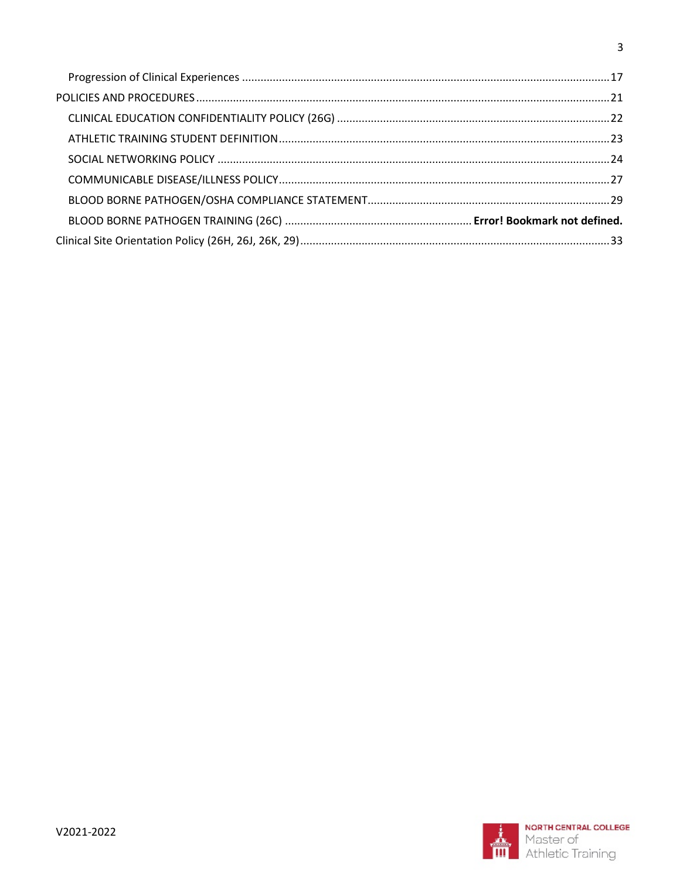Progression of Clinical Experiences ........................................................................................................17

POLICIES AND PROCEDURES......................................................................................................................21

CLINICAL EDUCATION CONFIDENTIALITY POLICY (26G) .........................................................................22

ATHLETIC TRAINING STUDENT DEFINITION...........................................................................................23

SOCIAL NETWORKING POLICY ................................................................................................................24

COMMUNICABLE DISEASE/ILLNESS POLICY...........................................................................................27

BLOOD BORNE PATHOGEN/OSHA COMPLIANCE STATEMENT...............................................................29

BLOOD BORNE PATHOGEN TRAINING (26C) ............................................................. **Error! Bookmark not defined.**

Clinical Site Orientation Policy (26H, 26J, 26K, 29).....................................................................................33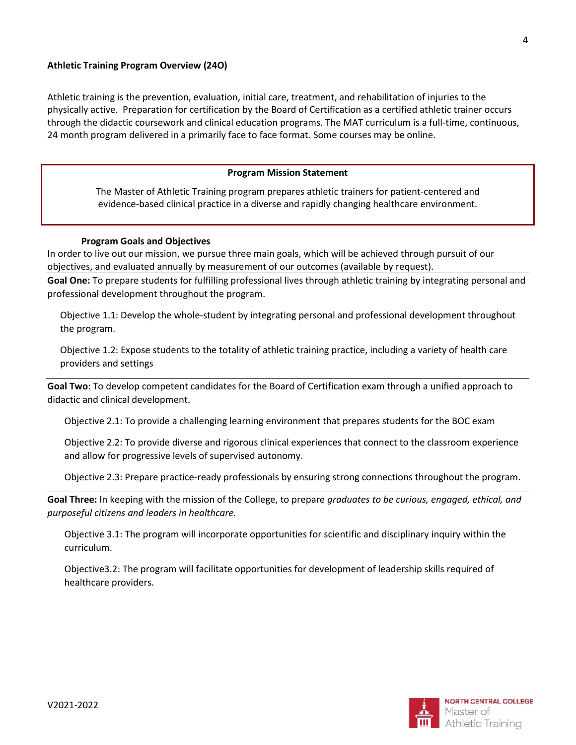### Athletic Training Program Overview (24O)

Athletic training is the prevention, evaluation, initial care, treatment, and rehabilitation of injuries to the physically active. Preparation for certification by the Board of Certification as a certified athletic trainer occurs through the didactic coursework and clinical education programs. The MAT curriculum is a full-time, continuous, 24 month program delivered in a primarily face to face format. Some courses may be online.

**Program Mission Statement**

The Master of Athletic Training program prepares athletic trainers for patient-centered and evidence-based clinical practice in a diverse and rapidly changing healthcare environment.

**Program Goals and Objectives**

In order to live out our mission, we pursue three main goals, which will be achieved through pursuit of our objectives, and evaluated annually by measurement of our outcomes (available by request).

**Goal One:** To prepare students for fulfilling professional lives through athletic training by integrating personal and professional development throughout the program.

Objective 1.1: Develop the whole-student by integrating personal and professional development throughout the program.

Objective 1.2: Expose students to the totality of athletic training practice, including a variety of health care providers and settings

**Goal Two**: To develop competent candidates for the Board of Certification exam through a unified approach to didactic and clinical development.

Objective 2.1: To provide a challenging learning environment that prepares students for the BOC exam

Objective 2.2: To provide diverse and rigorous clinical experiences that connect to the classroom experience and allow for progressive levels of supervised autonomy.

Objective 2.3: Prepare practice-ready professionals by ensuring strong connections throughout the program.

**Goal Three:** In keeping with the mission of the College, to prepare *graduates to be curious, engaged, ethical, and purposeful citizens and leaders in healthcare.*

Objective 3.1: The program will incorporate opportunities for scientific and disciplinary inquiry within the curriculum.

Objective3.2: The program will facilitate opportunities for development of leadership skills required of healthcare providers.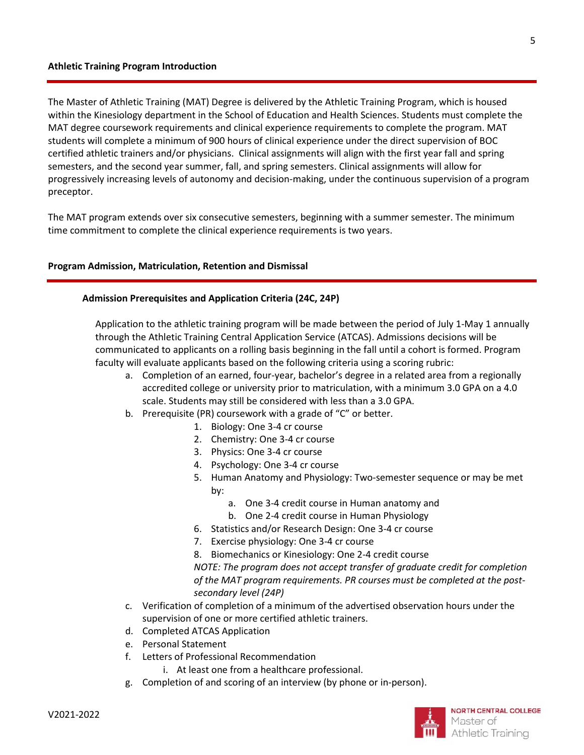## Athletic Training Program Introduction

The Master of Athletic Training (MAT) Degree is delivered by the Athletic Training Program, which is housed within the Kinesiology department in the School of Education and Health Sciences. Students must complete the MAT degree coursework requirements and clinical experience requirements to complete the program. MAT students will complete a minimum of 900 hours of clinical experience under the direct supervision of BOC certified athletic trainers and/or physicians. Clinical assignments will align with the first year fall and spring semesters, and the second year summer, fall, and spring semesters. Clinical assignments will allow for progressively increasing levels of autonomy and decision-making, under the continuous supervision of a program preceptor.

The MAT program extends over six consecutive semesters, beginning with a summer semester. The minimum time commitment to complete the clinical experience requirements is two years.

## Program Admission, Matriculation, Retention and Dismissal

### Admission Prerequisites and Application Criteria (24C, 24P)

Application to the athletic training program will be made between the period of July 1-May 1 annually through the Athletic Training Central Application Service (ATCAS). Admissions decisions will be communicated to applicants on a rolling basis beginning in the fall until a cohort is formed. Program faculty will evaluate applicants based on the following criteria using a scoring rubric:

a. Completion of an earned, four-year, bachelor's degree in a related area from a regionally accredited college or university prior to matriculation, with a minimum 3.0 GPA on a 4.0 scale. Students may still be considered with less than a 3.0 GPA.

b. Prerequisite (PR) coursework with a grade of "C" or better.
   1. Biology: One 3-4 cr course
   2. Chemistry: One 3-4 cr course
   3. Physics: One 3-4 cr course
   4. Psychology: One 3-4 cr course
   5. Human Anatomy and Physiology: Two-semester sequence or may be met by:
      a. One 3-4 credit course in Human anatomy and
      b. One 2-4 credit course in Human Physiology
   6. Statistics and/or Research Design: One 3-4 cr course
   7. Exercise physiology: One 3-4 cr course
   8. Biomechanics or Kinesiology: One 2-4 credit course

   *NOTE: The program does not accept transfer of graduate credit for completion of the MAT program requirements. PR courses must be completed at the post-secondary level (24P)*

c. Verification of completion of a minimum of the advertised observation hours under the supervision of one or more certified athletic trainers.

d. Completed ATCAS Application

e. Personal Statement

f. Letters of Professional Recommendation
   i. At least one from a healthcare professional.

g. Completion of and scoring of an interview (by phone or in-person).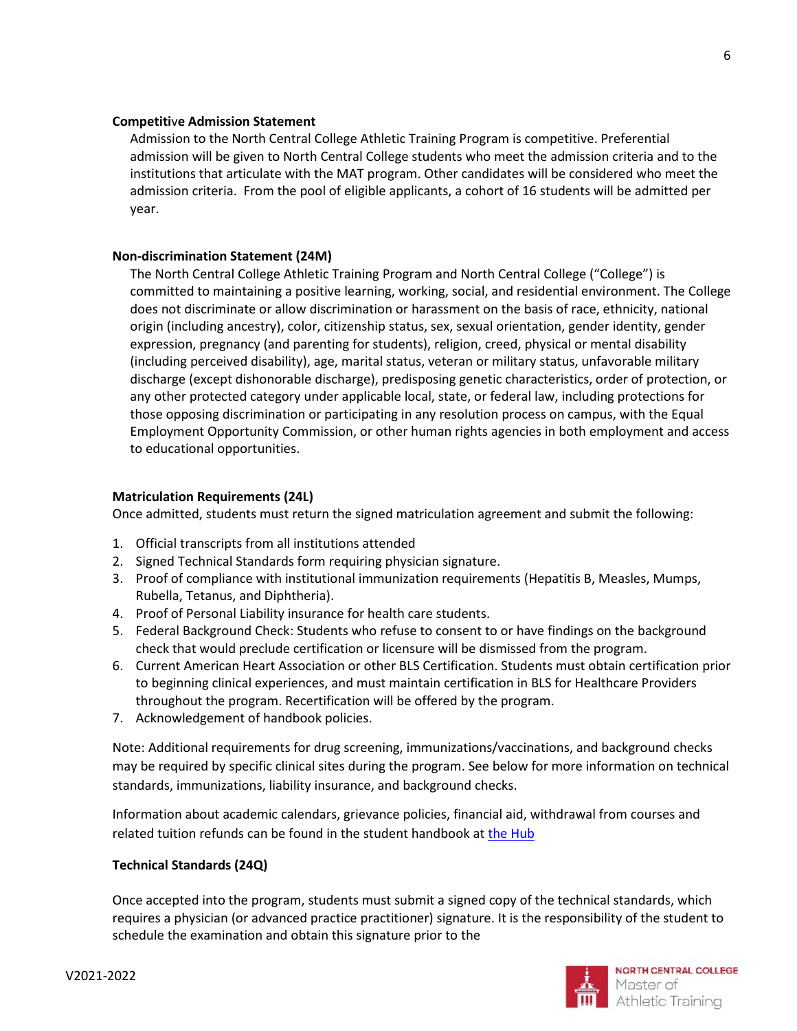**Competitive Admission Statement**

Admission to the North Central College Athletic Training Program is competitive. Preferential admission will be given to North Central College students who meet the admission criteria and to the institutions that articulate with the MAT program. Other candidates will be considered who meet the admission criteria. From the pool of eligible applicants, a cohort of 16 students will be admitted per year.

**Non-discrimination Statement (24M)**

The North Central College Athletic Training Program and North Central College ("College") is committed to maintaining a positive learning, working, social, and residential environment. The College does not discriminate or allow discrimination or harassment on the basis of race, ethnicity, national origin (including ancestry), color, citizenship status, sex, sexual orientation, gender identity, gender expression, pregnancy (and parenting for students), religion, creed, physical or mental disability (including perceived disability), age, marital status, veteran or military status, unfavorable military discharge (except dishonorable discharge), predisposing genetic characteristics, order of protection, or any other protected category under applicable local, state, or federal law, including protections for those opposing discrimination or participating in any resolution process on campus, with the Equal Employment Opportunity Commission, or other human rights agencies in both employment and access to educational opportunities.

**Matriculation Requirements (24L)**

Once admitted, students must return the signed matriculation agreement and submit the following:

1. Official transcripts from all institutions attended
2. Signed Technical Standards form requiring physician signature.
3. Proof of compliance with institutional immunization requirements (Hepatitis B, Measles, Mumps, Rubella, Tetanus, and Diphtheria).
4. Proof of Personal Liability insurance for health care students.
5. Federal Background Check: Students who refuse to consent to or have findings on the background check that would preclude certification or licensure will be dismissed from the program.
6. Current American Heart Association or other BLS Certification. Students must obtain certification prior to beginning clinical experiences, and must maintain certification in BLS for Healthcare Providers throughout the program. Recertification will be offered by the program.
7. Acknowledgement of handbook policies.

Note: Additional requirements for drug screening, immunizations/vaccinations, and background checks may be required by specific clinical sites during the program. See below for more information on technical standards, immunizations, liability insurance, and background checks.

Information about academic calendars, grievance policies, financial aid, withdrawal from courses and related tuition refunds can be found in the student handbook at [the Hub]

**Technical Standards (24Q)**

Once accepted into the program, students must submit a signed copy of the technical standards, which requires a physician (or advanced practice practitioner) signature. It is the responsibility of the student to schedule the examination and obtain this signature prior to the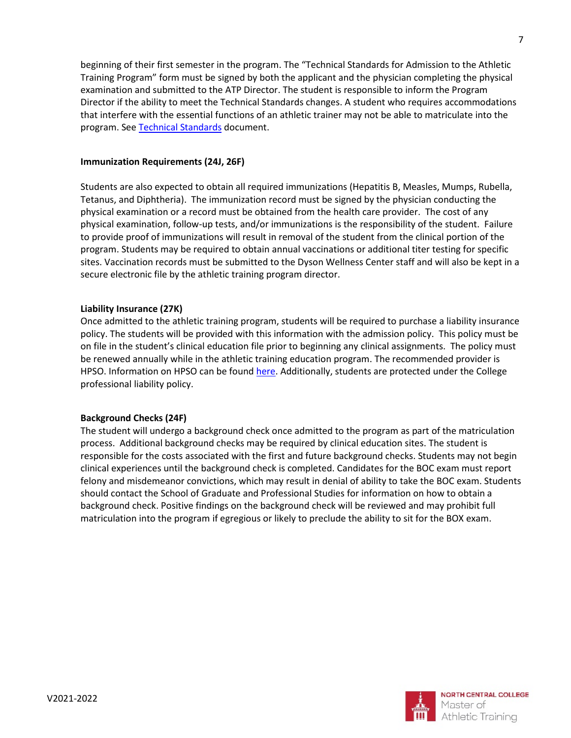beginning of their first semester in the program. The "Technical Standards for Admission to the Athletic Training Program" form must be signed by both the applicant and the physician completing the physical examination and submitted to the ATP Director. The student is responsible to inform the Program Director if the ability to meet the Technical Standards changes. A student who requires accommodations that interfere with the essential functions of an athletic trainer may not be able to matriculate into the program. See [Technical Standards] document.

**Immunization Requirements (24J, 26F)**

Students are also expected to obtain all required immunizations (Hepatitis B, Measles, Mumps, Rubella, Tetanus, and Diphtheria). The immunization record must be signed by the physician conducting the physical examination or a record must be obtained from the health care provider. The cost of any physical examination, follow-up tests, and/or immunizations is the responsibility of the student. Failure to provide proof of immunizations will result in removal of the student from the clinical portion of the program. Students may be required to obtain annual vaccinations or additional titer testing for specific sites. Vaccination records must be submitted to the Dyson Wellness Center staff and will also be kept in a secure electronic file by the athletic training program director.

**Liability Insurance (27K)**

Once admitted to the athletic training program, students will be required to purchase a liability insurance policy. The students will be provided with this information with the admission policy. This policy must be on file in the student's clinical education file prior to beginning any clinical assignments. The policy must be renewed annually while in the athletic training education program. The recommended provider is HPSO. Information on HPSO can be found [here]. Additionally, students are protected under the College professional liability policy.

**Background Checks (24F)**

The student will undergo a background check once admitted to the program as part of the matriculation process. Additional background checks may be required by clinical education sites. The student is responsible for the costs associated with the first and future background checks. Students may not begin clinical experiences until the background check is completed. Candidates for the BOC exam must report felony and misdemeanor convictions, which may result in denial of ability to take the BOC exam. Students should contact the School of Graduate and Professional Studies for information on how to obtain a background check. Positive findings on the background check will be reviewed and may prohibit full matriculation into the program if egregious or likely to preclude the ability to sit for the BOX exam.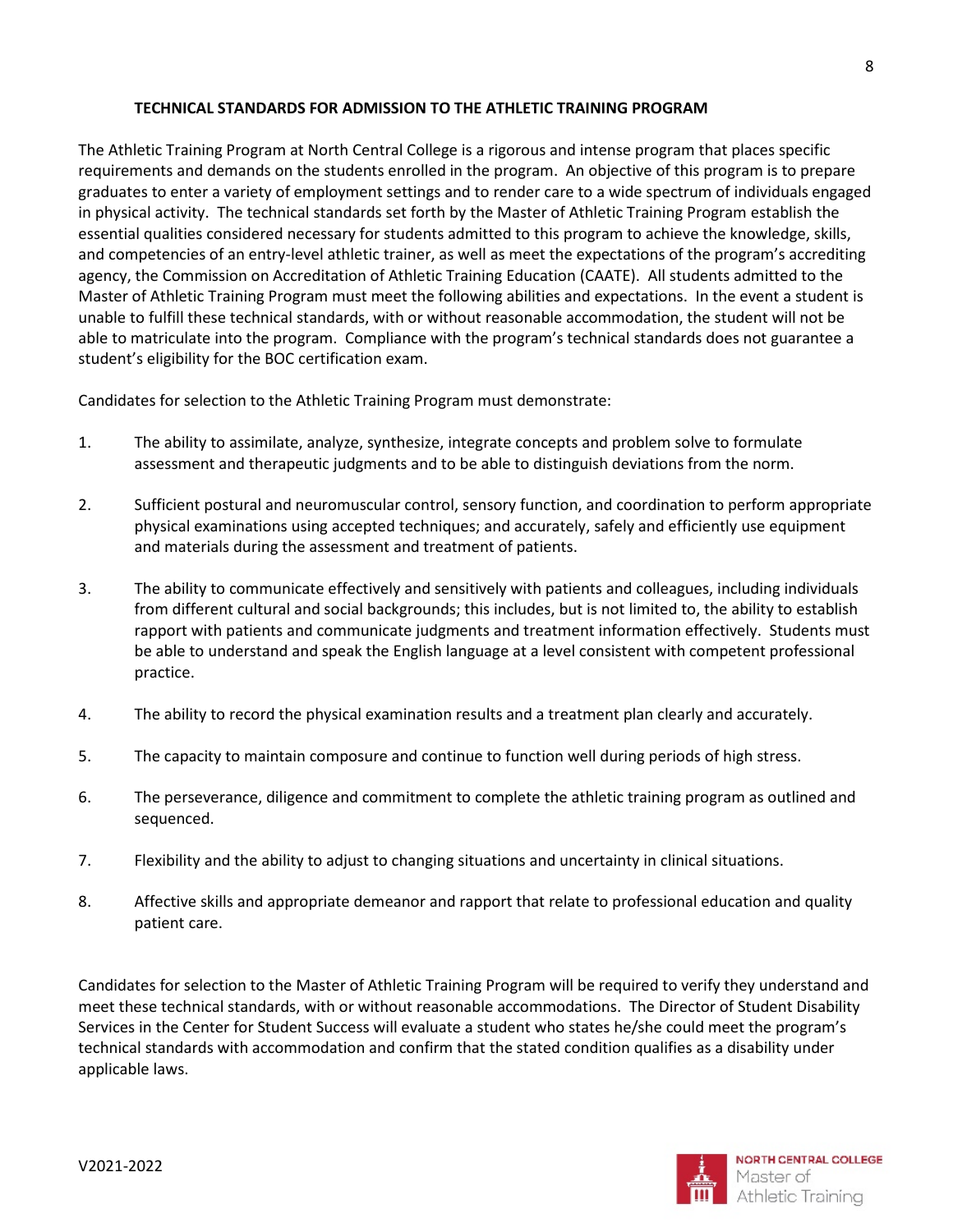## TECHNICAL STANDARDS FOR ADMISSION TO THE ATHLETIC TRAINING PROGRAM

The Athletic Training Program at North Central College is a rigorous and intense program that places specific requirements and demands on the students enrolled in the program. An objective of this program is to prepare graduates to enter a variety of employment settings and to render care to a wide spectrum of individuals engaged in physical activity. The technical standards set forth by the Master of Athletic Training Program establish the essential qualities considered necessary for students admitted to this program to achieve the knowledge, skills, and competencies of an entry-level athletic trainer, as well as meet the expectations of the program's accrediting agency, the Commission on Accreditation of Athletic Training Education (CAATE). All students admitted to the Master of Athletic Training Program must meet the following abilities and expectations. In the event a student is unable to fulfill these technical standards, with or without reasonable accommodation, the student will not be able to matriculate into the program. Compliance with the program's technical standards does not guarantee a student's eligibility for the BOC certification exam.

Candidates for selection to the Athletic Training Program must demonstrate:

1. The ability to assimilate, analyze, synthesize, integrate concepts and problem solve to formulate assessment and therapeutic judgments and to be able to distinguish deviations from the norm.
2. Sufficient postural and neuromuscular control, sensory function, and coordination to perform appropriate physical examinations using accepted techniques; and accurately, safely and efficiently use equipment and materials during the assessment and treatment of patients.
3. The ability to communicate effectively and sensitively with patients and colleagues, including individuals from different cultural and social backgrounds; this includes, but is not limited to, the ability to establish rapport with patients and communicate judgments and treatment information effectively. Students must be able to understand and speak the English language at a level consistent with competent professional practice.
4. The ability to record the physical examination results and a treatment plan clearly and accurately.
5. The capacity to maintain composure and continue to function well during periods of high stress.
6. The perseverance, diligence and commitment to complete the athletic training program as outlined and sequenced.
7. Flexibility and the ability to adjust to changing situations and uncertainty in clinical situations.
8. Affective skills and appropriate demeanor and rapport that relate to professional education and quality patient care.

Candidates for selection to the Master of Athletic Training Program will be required to verify they understand and meet these technical standards, with or without reasonable accommodations. The Director of Student Disability Services in the Center for Student Success will evaluate a student who states he/she could meet the program's technical standards with accommodation and confirm that the stated condition qualifies as a disability under applicable laws.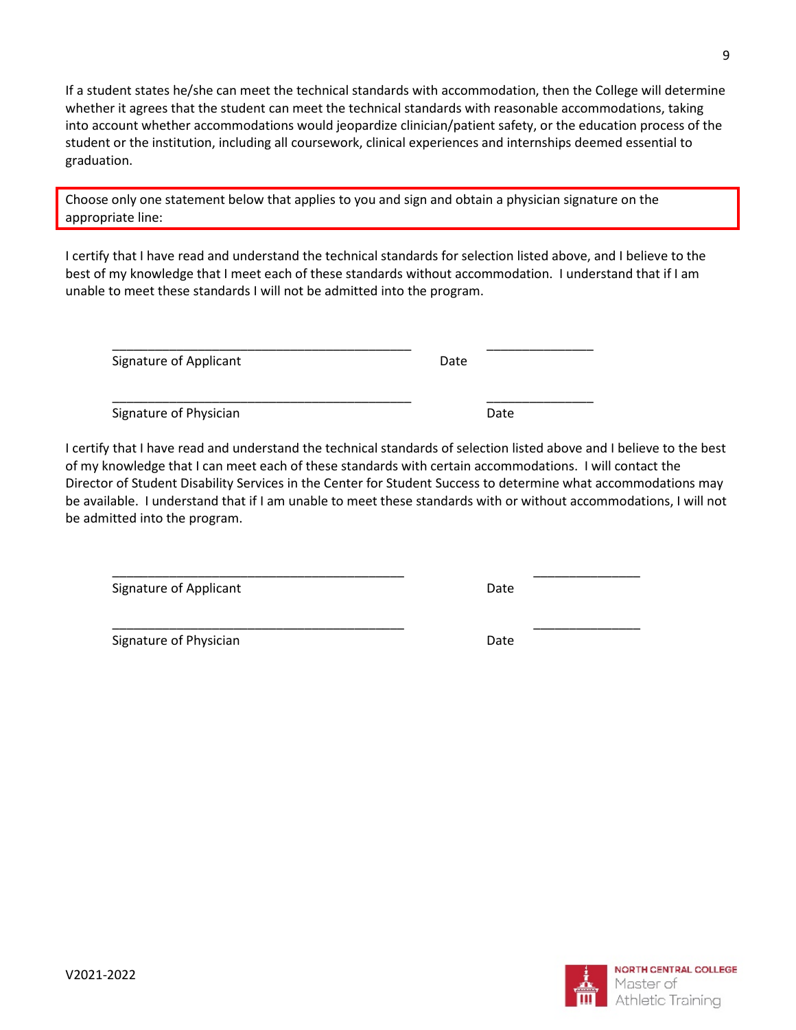If a student states he/she can meet the technical standards with accommodation, then the College will determine whether it agrees that the student can meet the technical standards with reasonable accommodations, taking into account whether accommodations would jeopardize clinician/patient safety, or the education process of the student or the institution, including all coursework, clinical experiences and internships deemed essential to graduation.

Choose only one statement below that applies to you and sign and obtain a physician signature on the appropriate line:

I certify that I have read and understand the technical standards for selection listed above, and I believe to the best of my knowledge that I meet each of these standards without accommodation. I understand that if I am unable to meet these standards I will not be admitted into the program.

\_\_\_\_\_\_\_\_\_\_\_\_\_\_\_\_\_\_\_\_\_\_\_\_\_\_\_\_\_\_\_\_\_\_\_\_\_\_\_\_\_\_ \_\_\_\_\_\_\_\_\_\_\_\_\_\_\_
Signature of Applicant Date

\_\_\_\_\_\_\_\_\_\_\_\_\_\_\_\_\_\_\_\_\_\_\_\_\_\_\_\_\_\_\_\_\_\_\_\_\_\_\_\_\_\_ \_\_\_\_\_\_\_\_\_\_\_\_\_\_\_
Signature of Physician Date

I certify that I have read and understand the technical standards of selection listed above and I believe to the best of my knowledge that I can meet each of these standards with certain accommodations. I will contact the Director of Student Disability Services in the Center for Student Success to determine what accommodations may be available. I understand that if I am unable to meet these standards with or without accommodations, I will not be admitted into the program.

\_\_\_\_\_\_\_\_\_\_\_\_\_\_\_\_\_\_\_\_\_\_\_\_\_\_\_\_\_\_\_\_\_\_\_\_\_\_\_\_\_\_ \_\_\_\_\_\_\_\_\_\_\_\_\_\_\_
Signature of Applicant Date

\_\_\_\_\_\_\_\_\_\_\_\_\_\_\_\_\_\_\_\_\_\_\_\_\_\_\_\_\_\_\_\_\_\_\_\_\_\_\_\_\_\_ \_\_\_\_\_\_\_\_\_\_\_\_\_\_\_
Signature of Physician Date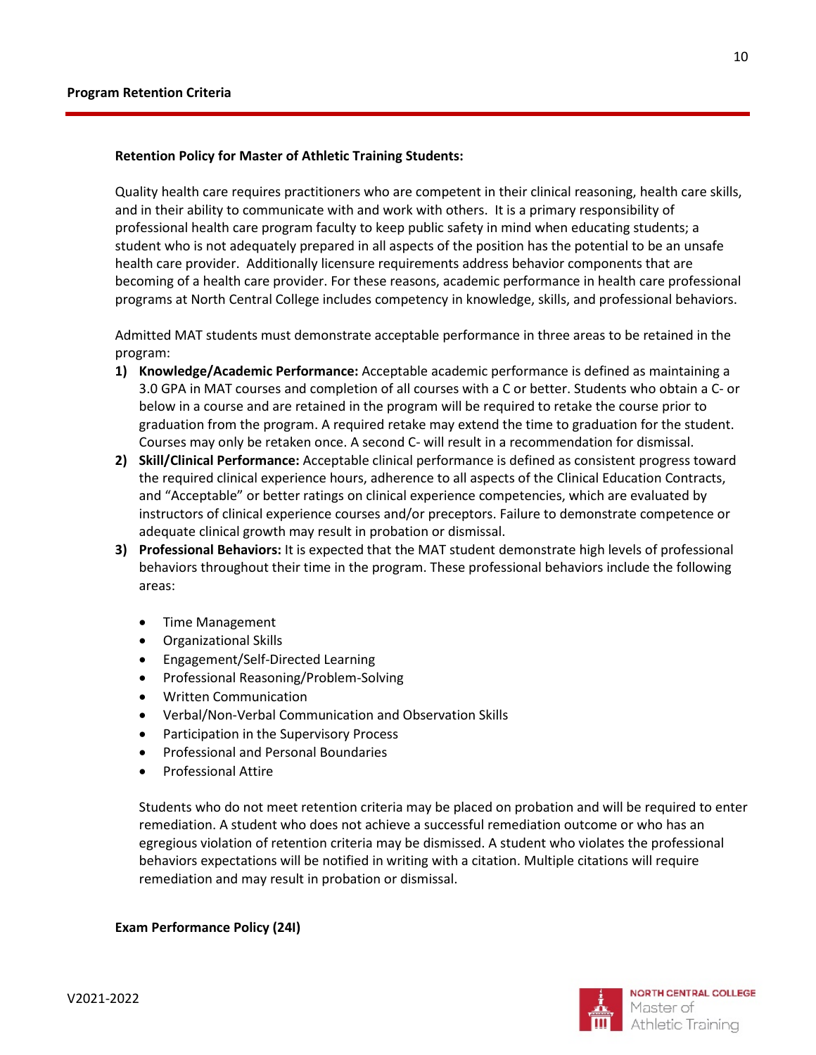## Program Retention Criteria

**Retention Policy for Master of Athletic Training Students:**

Quality health care requires practitioners who are competent in their clinical reasoning, health care skills, and in their ability to communicate with and work with others. It is a primary responsibility of professional health care program faculty to keep public safety in mind when educating students; a student who is not adequately prepared in all aspects of the position has the potential to be an unsafe health care provider. Additionally licensure requirements address behavior components that are becoming of a health care provider. For these reasons, academic performance in health care professional programs at North Central College includes competency in knowledge, skills, and professional behaviors.

Admitted MAT students must demonstrate acceptable performance in three areas to be retained in the program:

1) **Knowledge/Academic Performance:** Acceptable academic performance is defined as maintaining a 3.0 GPA in MAT courses and completion of all courses with a C or better. Students who obtain a C- or below in a course and are retained in the program will be required to retake the course prior to graduation from the program. A required retake may extend the time to graduation for the student. Courses may only be retaken once. A second C- will result in a recommendation for dismissal.
2) **Skill/Clinical Performance:** Acceptable clinical performance is defined as consistent progress toward the required clinical experience hours, adherence to all aspects of the Clinical Education Contracts, and "Acceptable" or better ratings on clinical experience competencies, which are evaluated by instructors of clinical experience courses and/or preceptors. Failure to demonstrate competence or adequate clinical growth may result in probation or dismissal.
3) **Professional Behaviors:** It is expected that the MAT student demonstrate high levels of professional behaviors throughout their time in the program. These professional behaviors include the following areas:

   - Time Management
   - Organizational Skills
   - Engagement/Self-Directed Learning
   - Professional Reasoning/Problem-Solving
   - Written Communication
   - Verbal/Non-Verbal Communication and Observation Skills
   - Participation in the Supervisory Process
   - Professional and Personal Boundaries
   - Professional Attire

   Students who do not meet retention criteria may be placed on probation and will be required to enter remediation. A student who does not achieve a successful remediation outcome or who has an egregious violation of retention criteria may be dismissed. A student who violates the professional behaviors expectations will be notified in writing with a citation. Multiple citations will require remediation and may result in probation or dismissal.

**Exam Performance Policy (24I)**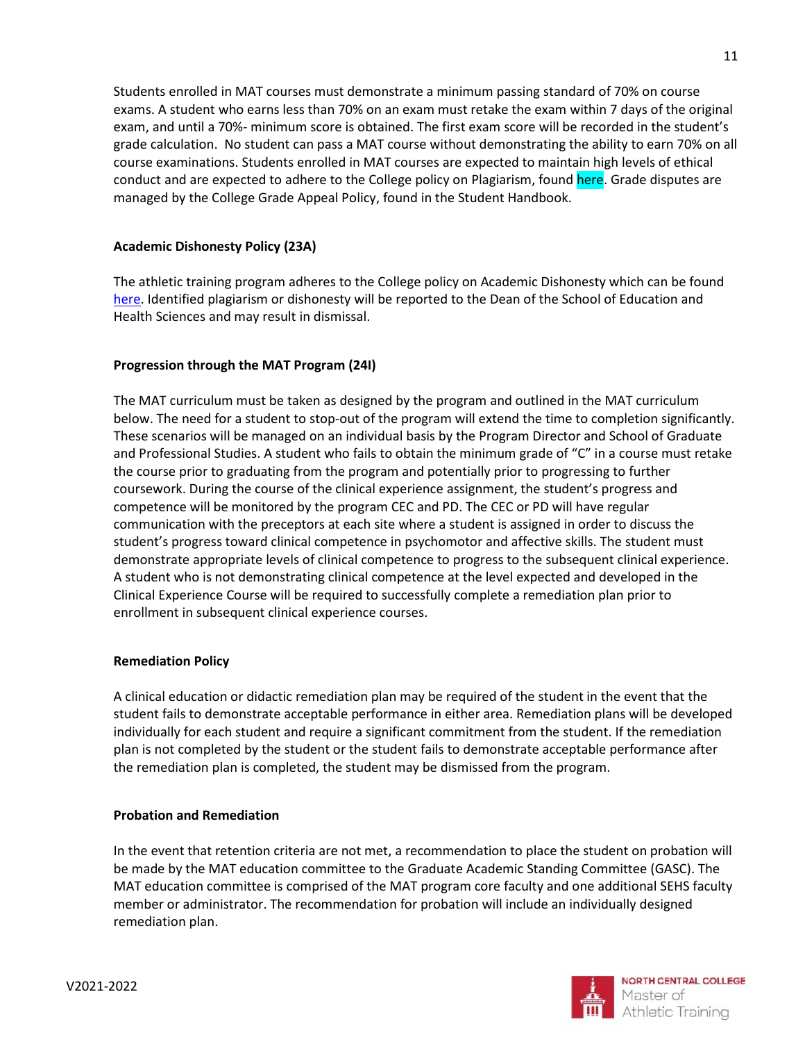Students enrolled in MAT courses must demonstrate a minimum passing standard of 70% on course exams. A student who earns less than 70% on an exam must retake the exam within 7 days of the original exam, and until a 70%- minimum score is obtained. The first exam score will be recorded in the student's grade calculation. No student can pass a MAT course without demonstrating the ability to earn 70% on all course examinations. Students enrolled in MAT courses are expected to maintain high levels of ethical conduct and are expected to adhere to the College policy on Plagiarism, found here. Grade disputes are managed by the College Grade Appeal Policy, found in the Student Handbook.

**Academic Dishonesty Policy (23A)**

The athletic training program adheres to the College policy on Academic Dishonesty which can be found here. Identified plagiarism or dishonesty will be reported to the Dean of the School of Education and Health Sciences and may result in dismissal.

**Progression through the MAT Program (24I)**

The MAT curriculum must be taken as designed by the program and outlined in the MAT curriculum below. The need for a student to stop-out of the program will extend the time to completion significantly. These scenarios will be managed on an individual basis by the Program Director and School of Graduate and Professional Studies. A student who fails to obtain the minimum grade of "C" in a course must retake the course prior to graduating from the program and potentially prior to progressing to further coursework. During the course of the clinical experience assignment, the student's progress and competence will be monitored by the program CEC and PD. The CEC or PD will have regular communication with the preceptors at each site where a student is assigned in order to discuss the student's progress toward clinical competence in psychomotor and affective skills. The student must demonstrate appropriate levels of clinical competence to progress to the subsequent clinical experience. A student who is not demonstrating clinical competence at the level expected and developed in the Clinical Experience Course will be required to successfully complete a remediation plan prior to enrollment in subsequent clinical experience courses.

**Remediation Policy**

A clinical education or didactic remediation plan may be required of the student in the event that the student fails to demonstrate acceptable performance in either area. Remediation plans will be developed individually for each student and require a significant commitment from the student. If the remediation plan is not completed by the student or the student fails to demonstrate acceptable performance after the remediation plan is completed, the student may be dismissed from the program.

**Probation and Remediation**

In the event that retention criteria are not met, a recommendation to place the student on probation will be made by the MAT education committee to the Graduate Academic Standing Committee (GASC). The MAT education committee is comprised of the MAT program core faculty and one additional SEHS faculty member or administrator. The recommendation for probation will include an individually designed remediation plan.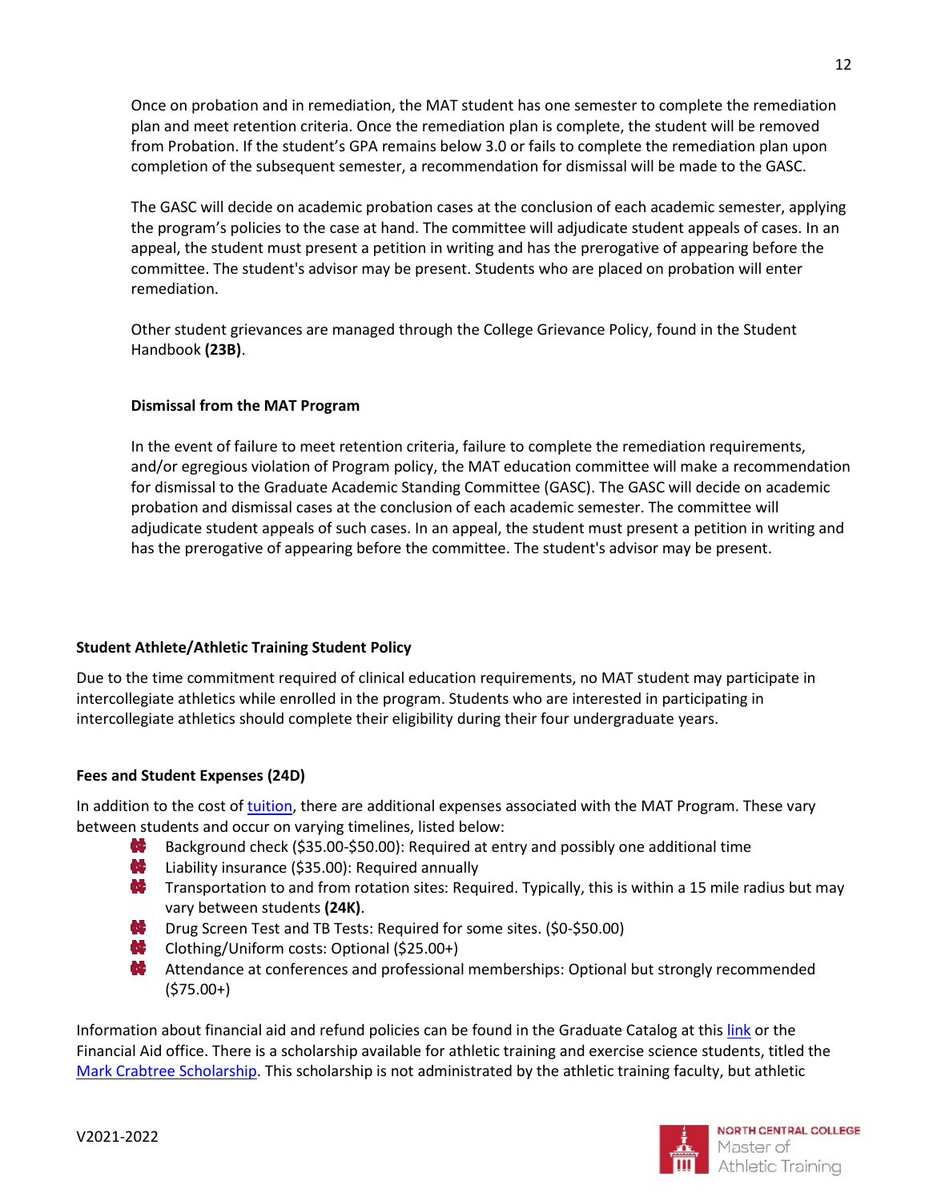Once on probation and in remediation, the MAT student has one semester to complete the remediation plan and meet retention criteria. Once the remediation plan is complete, the student will be removed from Probation. If the student's GPA remains below 3.0 or fails to complete the remediation plan upon completion of the subsequent semester, a recommendation for dismissal will be made to the GASC.

The GASC will decide on academic probation cases at the conclusion of each academic semester, applying the program's policies to the case at hand. The committee will adjudicate student appeals of cases. In an appeal, the student must present a petition in writing and has the prerogative of appearing before the committee. The student's advisor may be present. Students who are placed on probation will enter remediation.

Other student grievances are managed through the College Grievance Policy, found in the Student Handbook **(23B)**.

### Dismissal from the MAT Program

In the event of failure to meet retention criteria, failure to complete the remediation requirements, and/or egregious violation of Program policy, the MAT education committee will make a recommendation for dismissal to the Graduate Academic Standing Committee (GASC). The GASC will decide on academic probation and dismissal cases at the conclusion of each academic semester. The committee will adjudicate student appeals of such cases. In an appeal, the student must present a petition in writing and has the prerogative of appearing before the committee. The student's advisor may be present.

## Student Athlete/Athletic Training Student Policy

Due to the time commitment required of clinical education requirements, no MAT student may participate in intercollegiate athletics while enrolled in the program. Students who are interested in participating in intercollegiate athletics should complete their eligibility during their four undergraduate years.

## Fees and Student Expenses (24D)

In addition to the cost of tuition, there are additional expenses associated with the MAT Program. These vary between students and occur on varying timelines, listed below:

- Background check ($35.00-$50.00): Required at entry and possibly one additional time
- Liability insurance ($35.00): Required annually
- Transportation to and from rotation sites: Required. Typically, this is within a 15 mile radius but may vary between students **(24K)**.
- Drug Screen Test and TB Tests: Required for some sites. ($0-$50.00)
- Clothing/Uniform costs: Optional ($25.00+)
- Attendance at conferences and professional memberships: Optional but strongly recommended ($75.00+)

Information about financial aid and refund policies can be found in the Graduate Catalog at this link or the Financial Aid office. There is a scholarship available for athletic training and exercise science students, titled the Mark Crabtree Scholarship. This scholarship is not administrated by the athletic training faculty, but athletic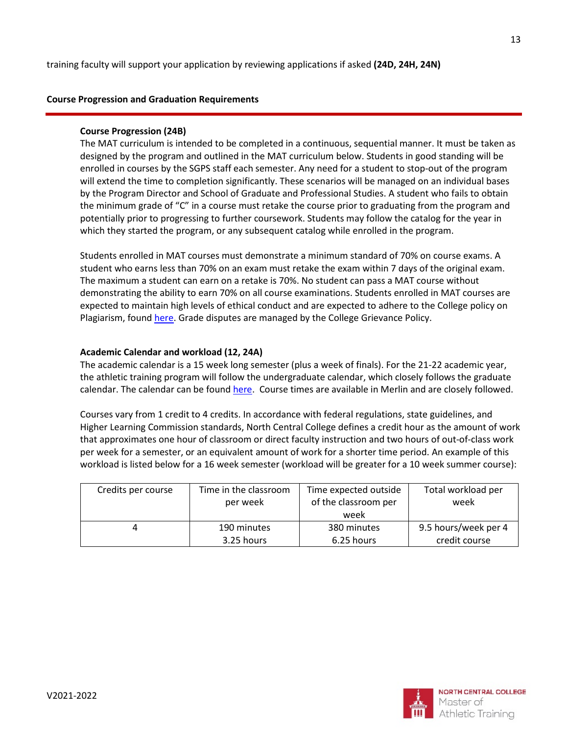training faculty will support your application by reviewing applications if asked **(24D, 24H, 24N)**

## Course Progression and Graduation Requirements

### Course Progression (24B)

The MAT curriculum is intended to be completed in a continuous, sequential manner. It must be taken as designed by the program and outlined in the MAT curriculum below. Students in good standing will be enrolled in courses by the SGPS staff each semester. Any need for a student to stop-out of the program will extend the time to completion significantly. These scenarios will be managed on an individual bases by the Program Director and School of Graduate and Professional Studies. A student who fails to obtain the minimum grade of "C" in a course must retake the course prior to graduating from the program and potentially prior to progressing to further coursework. Students may follow the catalog for the year in which they started the program, or any subsequent catalog while enrolled in the program.

Students enrolled in MAT courses must demonstrate a minimum standard of 70% on course exams. A student who earns less than 70% on an exam must retake the exam within 7 days of the original exam. The maximum a student can earn on a retake is 70%. No student can pass a MAT course without demonstrating the ability to earn 70% on all course examinations. Students enrolled in MAT courses are expected to maintain high levels of ethical conduct and are expected to adhere to the College policy on Plagiarism, found here. Grade disputes are managed by the College Grievance Policy.

### Academic Calendar and workload (12, 24A)

The academic calendar is a 15 week long semester (plus a week of finals). For the 21-22 academic year, the athletic training program will follow the undergraduate calendar, which closely follows the graduate calendar. The calendar can be found here. Course times are available in Merlin and are closely followed.

Courses vary from 1 credit to 4 credits. In accordance with federal regulations, state guidelines, and Higher Learning Commission standards, North Central College defines a credit hour as the amount of work that approximates one hour of classroom or direct faculty instruction and two hours of out-of-class work per week for a semester, or an equivalent amount of work for a shorter time period. An example of this workload is listed below for a 16 week semester (workload will be greater for a 10 week summer course):

| Credits per course | Time in the classroom per week | Time expected outside of the classroom per week | Total workload per week |
|---|---|---|---|
| 4 | 190 minutes<br>3.25 hours | 380 minutes<br>6.25 hours | 9.5 hours/week per 4 credit course |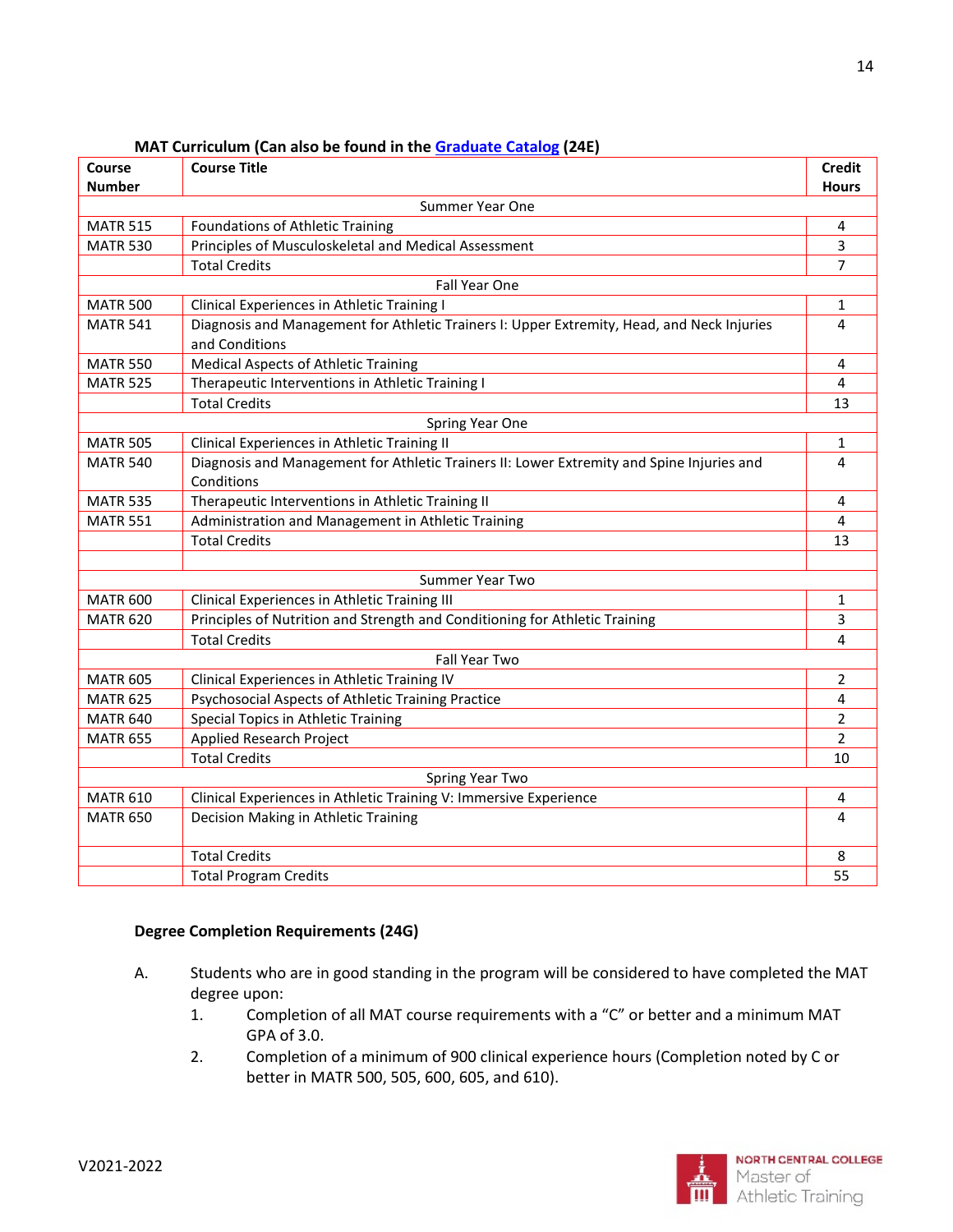**MAT Curriculum (Can also be found in the Graduate Catalog (24E)**

| Course Number | Course Title | Credit Hours |
|---|---|---|
| | Summer Year One | |
| MATR 515 | Foundations of Athletic Training | 4 |
| MATR 530 | Principles of Musculoskeletal and Medical Assessment | 3 |
| | Total Credits | 7 |
| | Fall Year One | |
| MATR 500 | Clinical Experiences in Athletic Training I | 1 |
| MATR 541 | Diagnosis and Management for Athletic Trainers I: Upper Extremity, Head, and Neck Injuries and Conditions | 4 |
| MATR 550 | Medical Aspects of Athletic Training | 4 |
| MATR 525 | Therapeutic Interventions in Athletic Training I | 4 |
| | Total Credits | 13 |
| | Spring Year One | |
| MATR 505 | Clinical Experiences in Athletic Training II | 1 |
| MATR 540 | Diagnosis and Management for Athletic Trainers II: Lower Extremity and Spine Injuries and Conditions | 4 |
| MATR 535 | Therapeutic Interventions in Athletic Training II | 4 |
| MATR 551 | Administration and Management in Athletic Training | 4 |
| | Total Credits | 13 |
| | | |
| | Summer Year Two | |
| MATR 600 | Clinical Experiences in Athletic Training III | 1 |
| MATR 620 | Principles of Nutrition and Strength and Conditioning for Athletic Training | 3 |
| | Total Credits | 4 |
| | Fall Year Two | |
| MATR 605 | Clinical Experiences in Athletic Training IV | 2 |
| MATR 625 | Psychosocial Aspects of Athletic Training Practice | 4 |
| MATR 640 | Special Topics in Athletic Training | 2 |
| MATR 655 | Applied Research Project | 2 |
| | Total Credits | 10 |
| | Spring Year Two | |
| MATR 610 | Clinical Experiences in Athletic Training V: Immersive Experience | 4 |
| MATR 650 | Decision Making in Athletic Training | 4 |
| | Total Credits | 8 |
| | Total Program Credits | 55 |

**Degree Completion Requirements (24G)**

A. Students who are in good standing in the program will be considered to have completed the MAT degree upon:
   1. Completion of all MAT course requirements with a "C" or better and a minimum MAT GPA of 3.0.
   2. Completion of a minimum of 900 clinical experience hours (Completion noted by C or better in MATR 500, 505, 600, 605, and 610).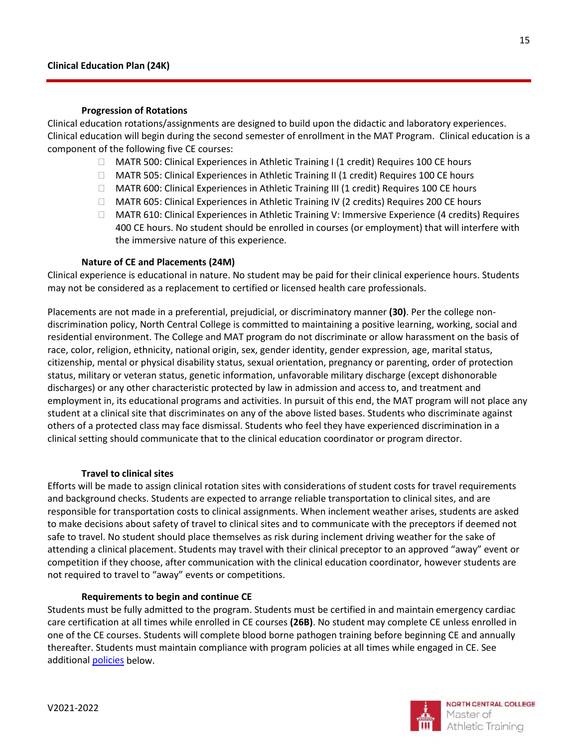## Clinical Education Plan (24K)

### Progression of Rotations

Clinical education rotations/assignments are designed to build upon the didactic and laboratory experiences. Clinical education will begin during the second semester of enrollment in the MAT Program. Clinical education is a component of the following five CE courses:

- MATR 500: Clinical Experiences in Athletic Training I (1 credit) Requires 100 CE hours
- MATR 505: Clinical Experiences in Athletic Training II (1 credit) Requires 100 CE hours
- MATR 600: Clinical Experiences in Athletic Training III (1 credit) Requires 100 CE hours
- MATR 605: Clinical Experiences in Athletic Training IV (2 credits) Requires 200 CE hours
- MATR 610: Clinical Experiences in Athletic Training V: Immersive Experience (4 credits) Requires 400 CE hours. No student should be enrolled in courses (or employment) that will interfere with the immersive nature of this experience.

### Nature of CE and Placements (24M)

Clinical experience is educational in nature. No student may be paid for their clinical experience hours. Students may not be considered as a replacement to certified or licensed health care professionals.

Placements are not made in a preferential, prejudicial, or discriminatory manner **(30)**. Per the college non-discrimination policy, North Central College is committed to maintaining a positive learning, working, social and residential environment. The College and MAT program do not discriminate or allow harassment on the basis of race, color, religion, ethnicity, national origin, sex, gender identity, gender expression, age, marital status, citizenship, mental or physical disability status, sexual orientation, pregnancy or parenting, order of protection status, military or veteran status, genetic information, unfavorable military discharge (except dishonorable discharges) or any other characteristic protected by law in admission and access to, and treatment and employment in, its educational programs and activities. In pursuit of this end, the MAT program will not place any student at a clinical site that discriminates on any of the above listed bases. Students who discriminate against others of a protected class may face dismissal. Students who feel they have experienced discrimination in a clinical setting should communicate that to the clinical education coordinator or program director.

### Travel to clinical sites

Efforts will be made to assign clinical rotation sites with considerations of student costs for travel requirements and background checks. Students are expected to arrange reliable transportation to clinical sites, and are responsible for transportation costs to clinical assignments. When inclement weather arises, students are asked to make decisions about safety of travel to clinical sites and to communicate with the preceptors if deemed not safe to travel. No student should place themselves as risk during inclement driving weather for the sake of attending a clinical placement. Students may travel with their clinical preceptor to an approved "away" event or competition if they choose, after communication with the clinical education coordinator, however students are not required to travel to "away" events or competitions.

### Requirements to begin and continue CE

Students must be fully admitted to the program. Students must be certified in and maintain emergency cardiac care certification at all times while enrolled in CE courses **(26B)**. No student may complete CE unless enrolled in one of the CE courses. Students will complete blood borne pathogen training before beginning CE and annually thereafter. Students must maintain compliance with program policies at all times while engaged in CE. See additional policies below.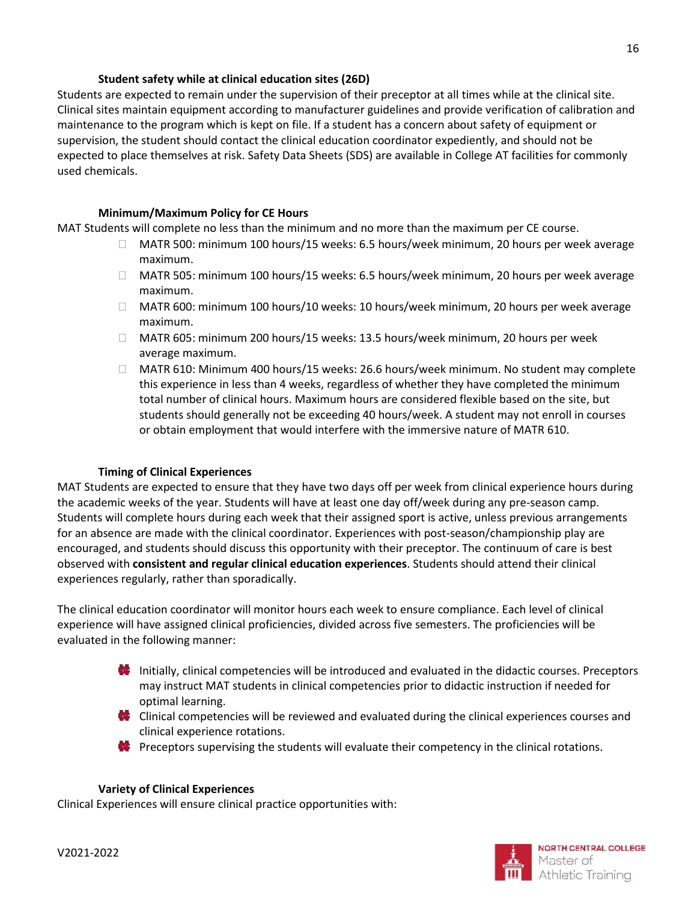### Student safety while at clinical education sites (26D)

Students are expected to remain under the supervision of their preceptor at all times while at the clinical site. Clinical sites maintain equipment according to manufacturer guidelines and provide verification of calibration and maintenance to the program which is kept on file. If a student has a concern about safety of equipment or supervision, the student should contact the clinical education coordinator expediently, and should not be expected to place themselves at risk. Safety Data Sheets (SDS) are available in College AT facilities for commonly used chemicals.

### Minimum/Maximum Policy for CE Hours

MAT Students will complete no less than the minimum and no more than the maximum per CE course.

- MATR 500: minimum 100 hours/15 weeks: 6.5 hours/week minimum, 20 hours per week average maximum.
- MATR 505: minimum 100 hours/15 weeks: 6.5 hours/week minimum, 20 hours per week average maximum.
- MATR 600: minimum 100 hours/10 weeks: 10 hours/week minimum, 20 hours per week average maximum.
- MATR 605: minimum 200 hours/15 weeks: 13.5 hours/week minimum, 20 hours per week average maximum.
- MATR 610: Minimum 400 hours/15 weeks: 26.6 hours/week minimum. No student may complete this experience in less than 4 weeks, regardless of whether they have completed the minimum total number of clinical hours. Maximum hours are considered flexible based on the site, but students should generally not be exceeding 40 hours/week. A student may not enroll in courses or obtain employment that would interfere with the immersive nature of MATR 610.

### Timing of Clinical Experiences

MAT Students are expected to ensure that they have two days off per week from clinical experience hours during the academic weeks of the year. Students will have at least one day off/week during any pre-season camp. Students will complete hours during each week that their assigned sport is active, unless previous arrangements for an absence are made with the clinical coordinator. Experiences with post-season/championship play are encouraged, and students should discuss this opportunity with their preceptor. The continuum of care is best observed with **consistent and regular clinical education experiences**. Students should attend their clinical experiences regularly, rather than sporadically.

The clinical education coordinator will monitor hours each week to ensure compliance. Each level of clinical experience will have assigned clinical proficiencies, divided across five semesters. The proficiencies will be evaluated in the following manner:

- Initially, clinical competencies will be introduced and evaluated in the didactic courses. Preceptors may instruct MAT students in clinical competencies prior to didactic instruction if needed for optimal learning.
- Clinical competencies will be reviewed and evaluated during the clinical experiences courses and clinical experience rotations.
- Preceptors supervising the students will evaluate their competency in the clinical rotations.

### Variety of Clinical Experiences

Clinical Experiences will ensure clinical practice opportunities with: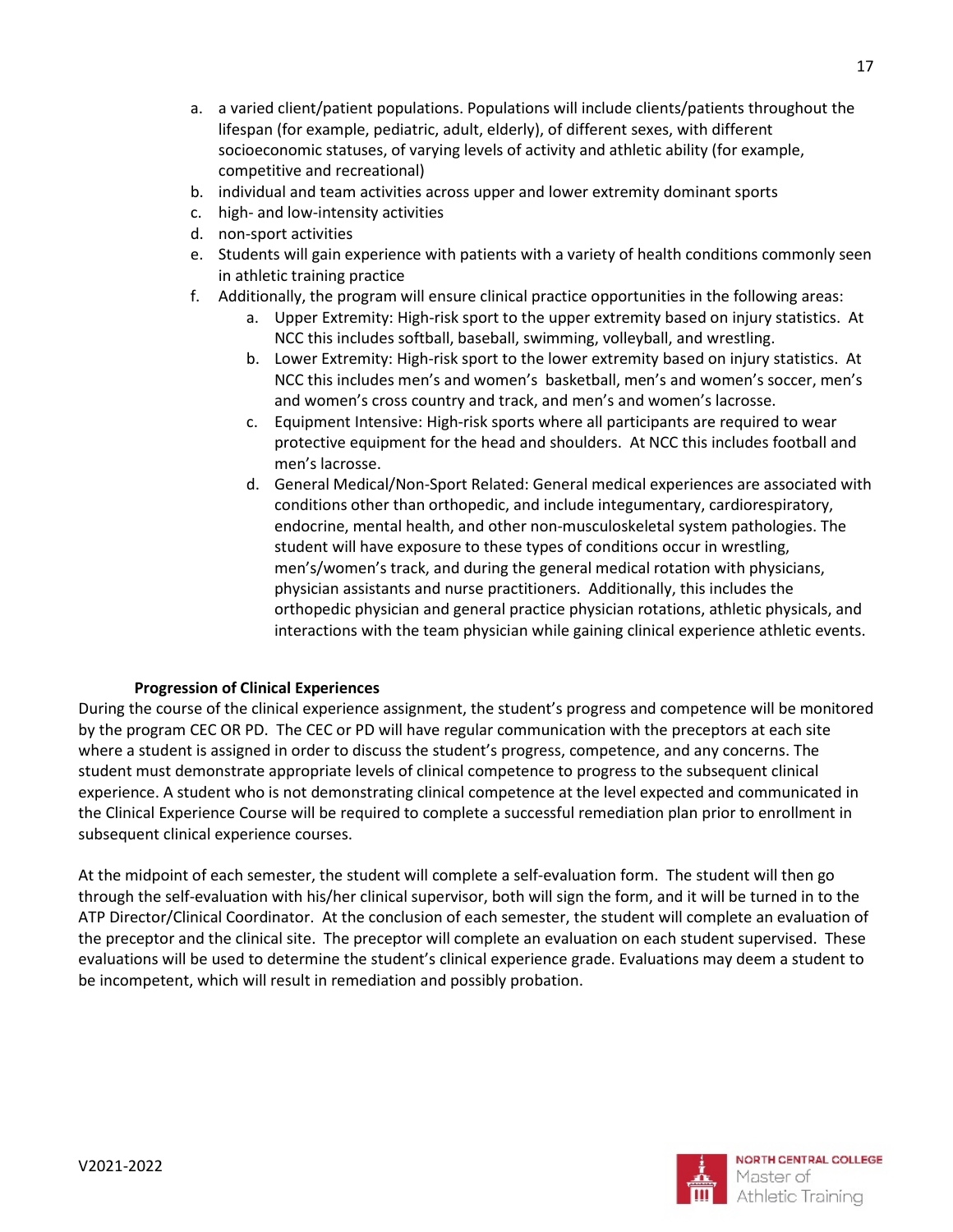a. a varied client/patient populations. Populations will include clients/patients throughout the lifespan (for example, pediatric, adult, elderly), of different sexes, with different socioeconomic statuses, of varying levels of activity and athletic ability (for example, competitive and recreational)
b. individual and team activities across upper and lower extremity dominant sports
c. high- and low-intensity activities
d. non-sport activities
e. Students will gain experience with patients with a variety of health conditions commonly seen in athletic training practice
f. Additionally, the program will ensure clinical practice opportunities in the following areas:
    a. Upper Extremity: High-risk sport to the upper extremity based on injury statistics. At NCC this includes softball, baseball, swimming, volleyball, and wrestling.
    b. Lower Extremity: High-risk sport to the lower extremity based on injury statistics. At NCC this includes men's and women's basketball, men's and women's soccer, men's and women's cross country and track, and men's and women's lacrosse.
    c. Equipment Intensive: High-risk sports where all participants are required to wear protective equipment for the head and shoulders. At NCC this includes football and men's lacrosse.
    d. General Medical/Non-Sport Related: General medical experiences are associated with conditions other than orthopedic, and include integumentary, cardiorespiratory, endocrine, mental health, and other non-musculoskeletal system pathologies. The student will have exposure to these types of conditions occur in wrestling, men's/women's track, and during the general medical rotation with physicians, physician assistants and nurse practitioners. Additionally, this includes the orthopedic physician and general practice physician rotations, athletic physicals, and interactions with the team physician while gaining clinical experience athletic events.

**Progression of Clinical Experiences**

During the course of the clinical experience assignment, the student's progress and competence will be monitored by the program CEC OR PD. The CEC or PD will have regular communication with the preceptors at each site where a student is assigned in order to discuss the student's progress, competence, and any concerns. The student must demonstrate appropriate levels of clinical competence to progress to the subsequent clinical experience. A student who is not demonstrating clinical competence at the level expected and communicated in the Clinical Experience Course will be required to complete a successful remediation plan prior to enrollment in subsequent clinical experience courses.

At the midpoint of each semester, the student will complete a self-evaluation form. The student will then go through the self-evaluation with his/her clinical supervisor, both will sign the form, and it will be turned in to the ATP Director/Clinical Coordinator. At the conclusion of each semester, the student will complete an evaluation of the preceptor and the clinical site. The preceptor will complete an evaluation on each student supervised. These evaluations will be used to determine the student's clinical experience grade. Evaluations may deem a student to be incompetent, which will result in remediation and possibly probation.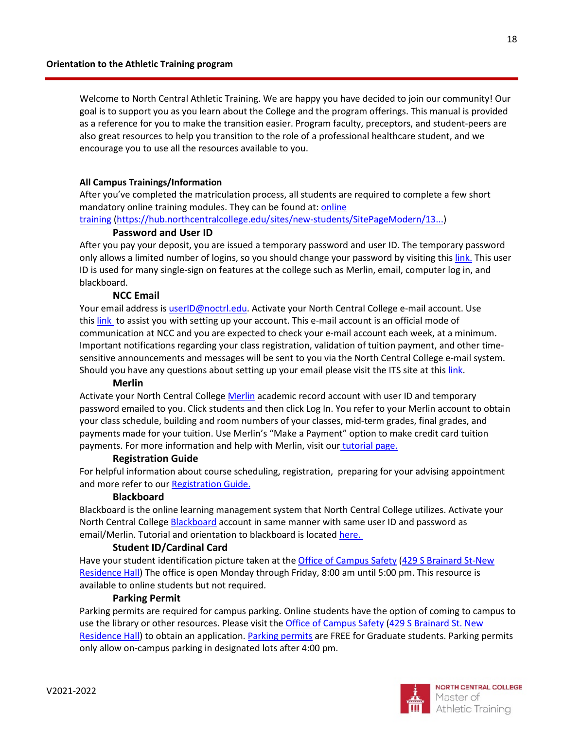## Orientation to the Athletic Training program

Welcome to North Central Athletic Training. We are happy you have decided to join our community! Our goal is to support you as you learn about the College and the program offerings. This manual is provided as a reference for you to make the transition easier. Program faculty, preceptors, and student-peers are also great resources to help you transition to the role of a professional healthcare student, and we encourage you to use all the resources available to you.

**All Campus Trainings/Information**

After you've completed the matriculation process, all students are required to complete a few short mandatory online training modules. They can be found at: online training (https://hub.northcentralcollege.edu/sites/new-students/SitePageModern/13...)

### Password and User ID

After you pay your deposit, you are issued a temporary password and user ID. The temporary password only allows a limited number of logins, so you should change your password by visiting this link. This user ID is used for many single-sign on features at the college such as Merlin, email, computer log in, and blackboard.

### NCC Email

Your email address is userID@noctrl.edu. Activate your North Central College e-mail account. Use this link to assist you with setting up your account. This e-mail account is an official mode of communication at NCC and you are expected to check your e-mail account each week, at a minimum. Important notifications regarding your class registration, validation of tuition payment, and other time-sensitive announcements and messages will be sent to you via the North Central College e-mail system. Should you have any questions about setting up your email please visit the ITS site at this link.

### Merlin

Activate your North Central College Merlin academic record account with user ID and temporary password emailed to you. Click students and then click Log In. You refer to your Merlin account to obtain your class schedule, building and room numbers of your classes, mid-term grades, final grades, and payments made for your tuition. Use Merlin's "Make a Payment" option to make credit card tuition payments. For more information and help with Merlin, visit our tutorial page.

### Registration Guide

For helpful information about course scheduling, registration, preparing for your advising appointment and more refer to our Registration Guide.

### Blackboard

Blackboard is the online learning management system that North Central College utilizes. Activate your North Central College Blackboard account in same manner with same user ID and password as email/Merlin. Tutorial and orientation to blackboard is located here.

### Student ID/Cardinal Card

Have your student identification picture taken at the Office of Campus Safety (429 S Brainard St-New Residence Hall) The office is open Monday through Friday, 8:00 am until 5:00 pm. This resource is available to online students but not required.

### Parking Permit

Parking permits are required for campus parking. Online students have the option of coming to campus to use the library or other resources. Please visit the Office of Campus Safety (429 S Brainard St. New Residence Hall) to obtain an application. Parking permits are FREE for Graduate students. Parking permits only allow on-campus parking in designated lots after 4:00 pm.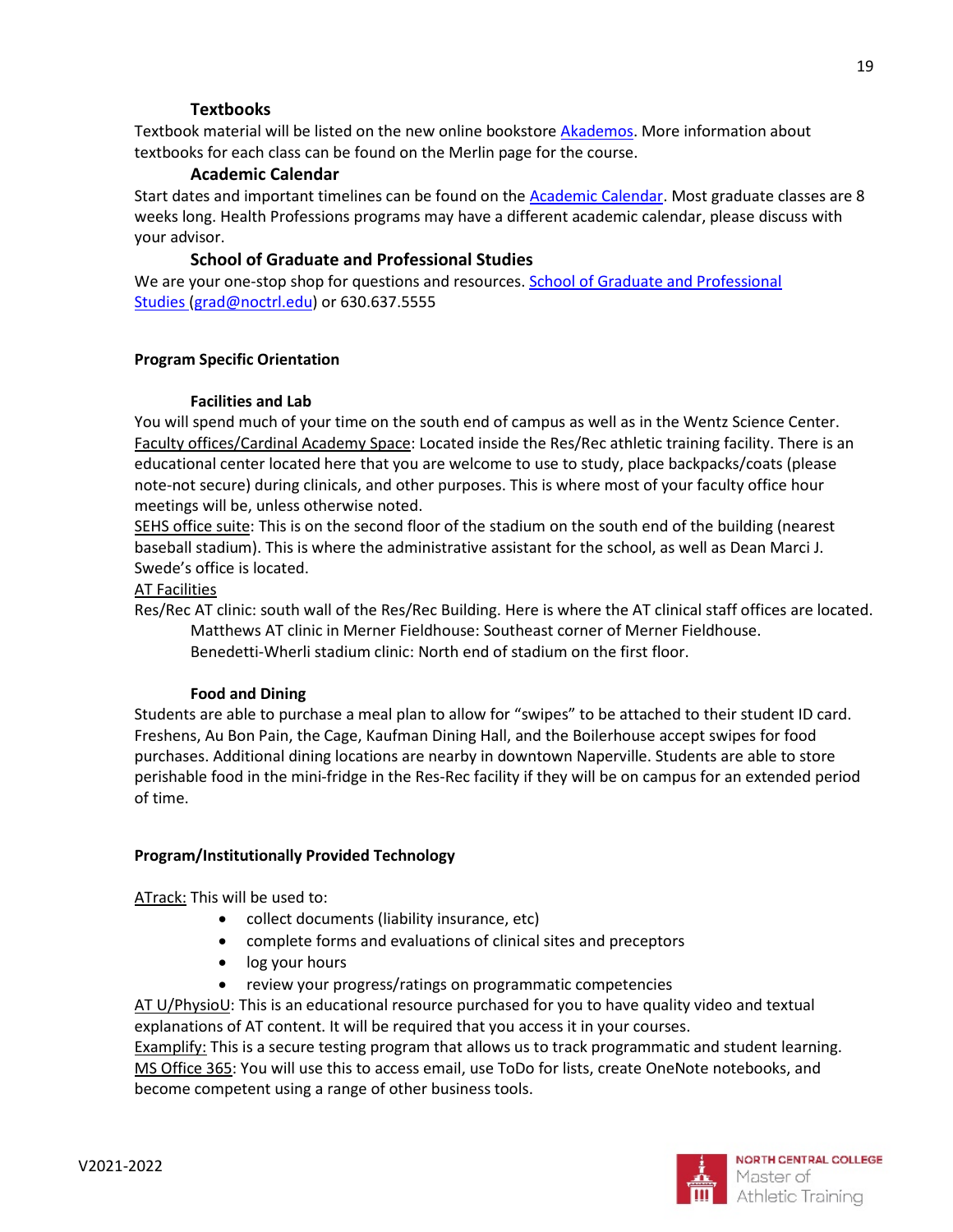### Textbooks

Textbook material will be listed on the new online bookstore Akademos. More information about textbooks for each class can be found on the Merlin page for the course.

### Academic Calendar

Start dates and important timelines can be found on the Academic Calendar. Most graduate classes are 8 weeks long. Health Professions programs may have a different academic calendar, please discuss with your advisor.

### School of Graduate and Professional Studies

We are your one-stop shop for questions and resources. School of Graduate and Professional Studies (grad@noctrl.edu) or 630.637.5555

## Program Specific Orientation

### Facilities and Lab

You will spend much of your time on the south end of campus as well as in the Wentz Science Center.
Faculty offices/Cardinal Academy Space: Located inside the Res/Rec athletic training facility. There is an educational center located here that you are welcome to use to study, place backpacks/coats (please note-not secure) during clinicals, and other purposes. This is where most of your faculty office hour meetings will be, unless otherwise noted.
SEHS office suite: This is on the second floor of the stadium on the south end of the building (nearest baseball stadium). This is where the administrative assistant for the school, as well as Dean Marci J. Swede's office is located.
AT Facilities
Res/Rec AT clinic: south wall of the Res/Rec Building. Here is where the AT clinical staff offices are located.
Matthews AT clinic in Merner Fieldhouse: Southeast corner of Merner Fieldhouse.
Benedetti-Wherli stadium clinic: North end of stadium on the first floor.

### Food and Dining

Students are able to purchase a meal plan to allow for "swipes" to be attached to their student ID card. Freshens, Au Bon Pain, the Cage, Kaufman Dining Hall, and the Boilerhouse accept swipes for food purchases. Additional dining locations are nearby in downtown Naperville. Students are able to store perishable food in the mini-fridge in the Res-Rec facility if they will be on campus for an extended period of time.

## Program/Institutionally Provided Technology

ATrack: This will be used to:

- collect documents (liability insurance, etc)
- complete forms and evaluations of clinical sites and preceptors
- log your hours
- review your progress/ratings on programmatic competencies

AT U/PhysioU: This is an educational resource purchased for you to have quality video and textual explanations of AT content. It will be required that you access it in your courses.
Examplify: This is a secure testing program that allows us to track programmatic and student learning.
MS Office 365: You will use this to access email, use ToDo for lists, create OneNote notebooks, and become competent using a range of other business tools.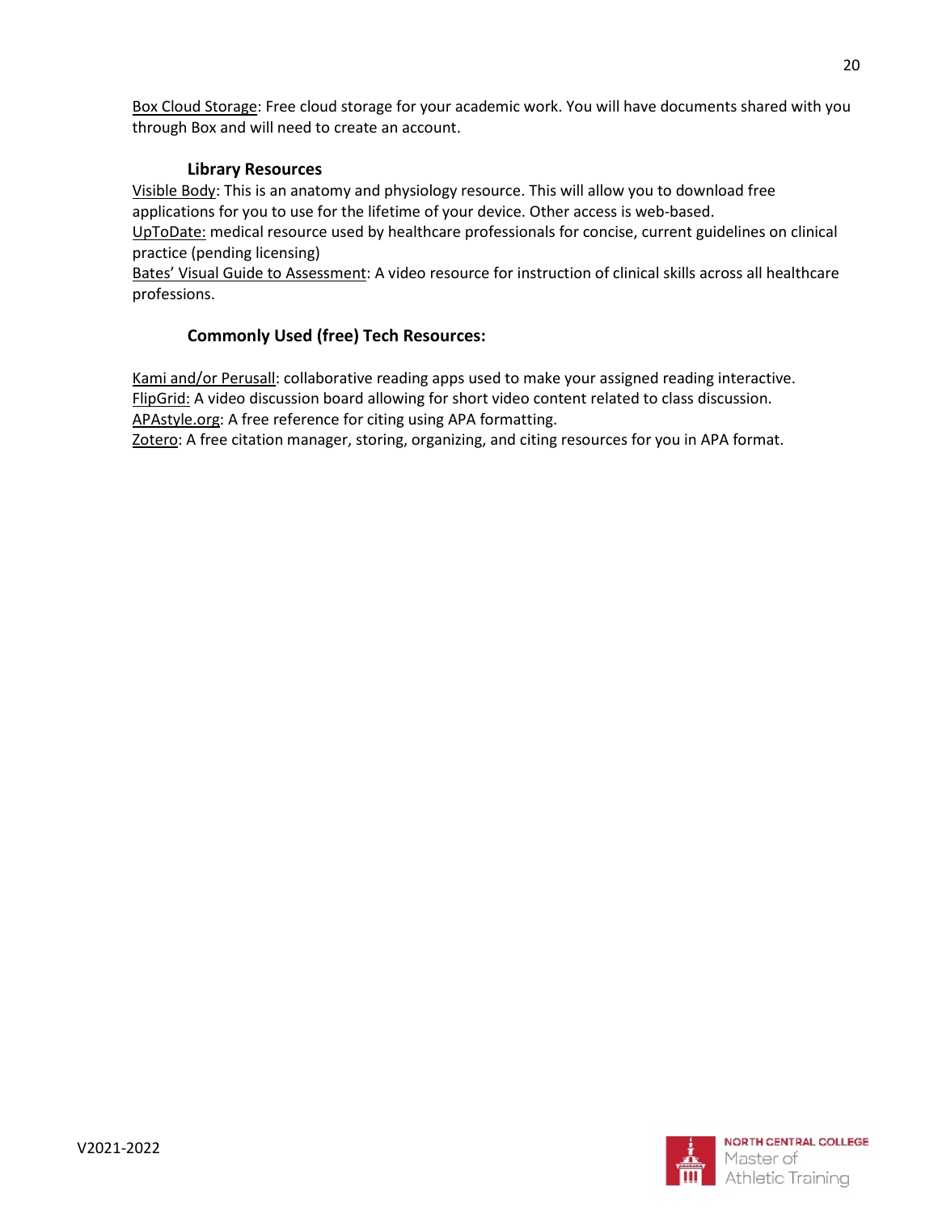Box Cloud Storage: Free cloud storage for your academic work. You will have documents shared with you through Box and will need to create an account.

### Library Resources

Visible Body: This is an anatomy and physiology resource. This will allow you to download free applications for you to use for the lifetime of your device. Other access is web-based.
UpToDate: medical resource used by healthcare professionals for concise, current guidelines on clinical practice (pending licensing)
Bates' Visual Guide to Assessment: A video resource for instruction of clinical skills across all healthcare professions.

### Commonly Used (free) Tech Resources:

Kami and/or Perusall: collaborative reading apps used to make your assigned reading interactive.
FlipGrid: A video discussion board allowing for short video content related to class discussion.
APAstyle.org: A free reference for citing using APA formatting.
Zotero: A free citation manager, storing, organizing, and citing resources for you in APA format.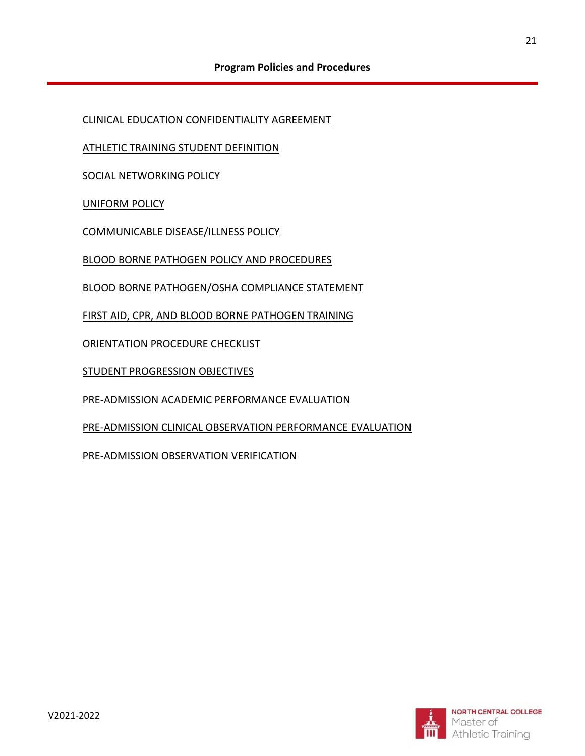## Program Policies and Procedures

CLINICAL EDUCATION CONFIDENTIALITY AGREEMENT

ATHLETIC TRAINING STUDENT DEFINITION

SOCIAL NETWORKING POLICY

UNIFORM POLICY

COMMUNICABLE DISEASE/ILLNESS POLICY

BLOOD BORNE PATHOGEN POLICY AND PROCEDURES

BLOOD BORNE PATHOGEN/OSHA COMPLIANCE STATEMENT

FIRST AID, CPR, AND BLOOD BORNE PATHOGEN TRAINING

ORIENTATION PROCEDURE CHECKLIST

STUDENT PROGRESSION OBJECTIVES

PRE-ADMISSION ACADEMIC PERFORMANCE EVALUATION

PRE-ADMISSION CLINICAL OBSERVATION PERFORMANCE EVALUATION

PRE-ADMISSION OBSERVATION VERIFICATION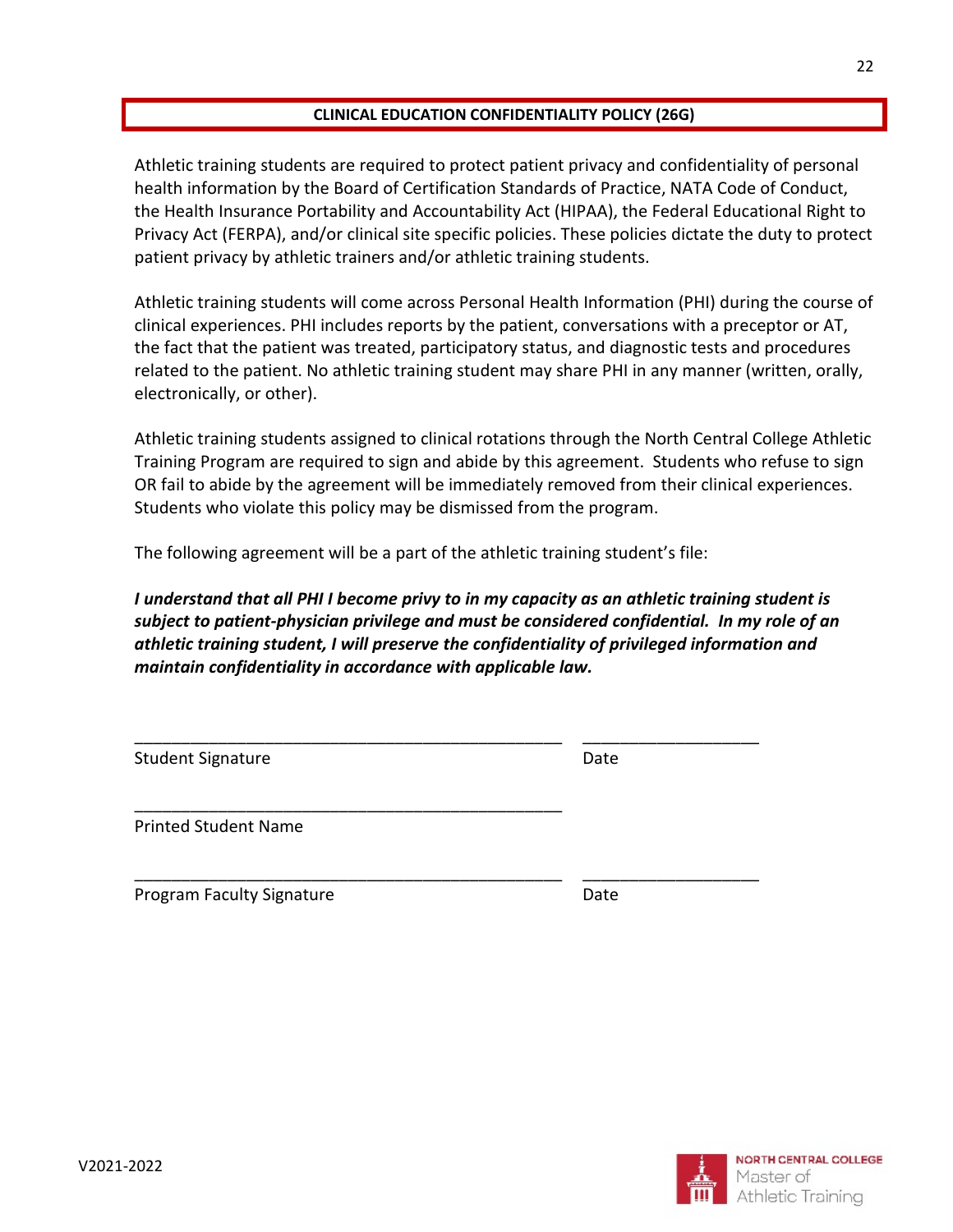## CLINICAL EDUCATION CONFIDENTIALITY POLICY (26G)

Athletic training students are required to protect patient privacy and confidentiality of personal health information by the Board of Certification Standards of Practice, NATA Code of Conduct, the Health Insurance Portability and Accountability Act (HIPAA), the Federal Educational Right to Privacy Act (FERPA), and/or clinical site specific policies. These policies dictate the duty to protect patient privacy by athletic trainers and/or athletic training students.

Athletic training students will come across Personal Health Information (PHI) during the course of clinical experiences. PHI includes reports by the patient, conversations with a preceptor or AT, the fact that the patient was treated, participatory status, and diagnostic tests and procedures related to the patient. No athletic training student may share PHI in any manner (written, orally, electronically, or other).

Athletic training students assigned to clinical rotations through the North Central College Athletic Training Program are required to sign and abide by this agreement. Students who refuse to sign OR fail to abide by the agreement will be immediately removed from their clinical experiences. Students who violate this policy may be dismissed from the program.

The following agreement will be a part of the athletic training student's file:

***I understand that all PHI I become privy to in my capacity as an athletic training student is subject to patient-physician privilege and must be considered confidential. In my role of an athletic training student, I will preserve the confidentiality of privileged information and maintain confidentiality in accordance with applicable law.***

_______________________________________________ ___________________
Student Signature Date

_______________________________________________
Printed Student Name

_______________________________________________ ___________________
Program Faculty Signature Date

V2021-2022

NORTH CENTRAL COLLEGE Master of Athletic Training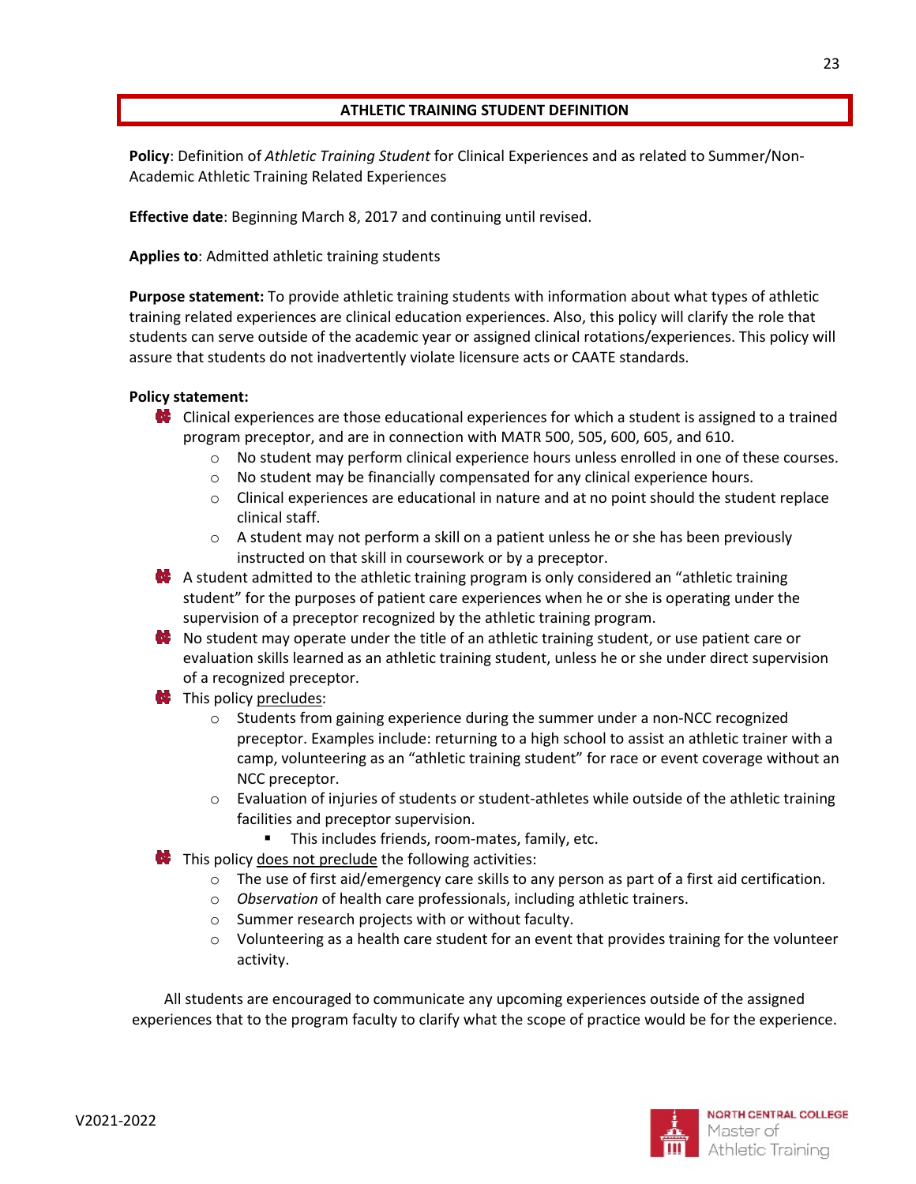## ATHLETIC TRAINING STUDENT DEFINITION

**Policy**: Definition of *Athletic Training Student* for Clinical Experiences and as related to Summer/Non-Academic Athletic Training Related Experiences

**Effective date**: Beginning March 8, 2017 and continuing until revised.

**Applies to**: Admitted athletic training students

**Purpose statement:** To provide athletic training students with information about what types of athletic training related experiences are clinical education experiences. Also, this policy will clarify the role that students can serve outside of the academic year or assigned clinical rotations/experiences. This policy will assure that students do not inadvertently violate licensure acts or CAATE standards.

**Policy statement:**

- Clinical experiences are those educational experiences for which a student is assigned to a trained program preceptor, and are in connection with MATR 500, 505, 600, 605, and 610.
  - No student may perform clinical experience hours unless enrolled in one of these courses.
  - No student may be financially compensated for any clinical experience hours.
  - Clinical experiences are educational in nature and at no point should the student replace clinical staff.
  - A student may not perform a skill on a patient unless he or she has been previously instructed on that skill in coursework or by a preceptor.
- A student admitted to the athletic training program is only considered an "athletic training student" for the purposes of patient care experiences when he or she is operating under the supervision of a preceptor recognized by the athletic training program.
- No student may operate under the title of an athletic training student, or use patient care or evaluation skills learned as an athletic training student, unless he or she under direct supervision of a recognized preceptor.
- This policy <u>precludes</u>:
  - Students from gaining experience during the summer under a non-NCC recognized preceptor. Examples include: returning to a high school to assist an athletic trainer with a camp, volunteering as an "athletic training student" for race or event coverage without an NCC preceptor.
  - Evaluation of injuries of students or student-athletes while outside of the athletic training facilities and preceptor supervision.
    - This includes friends, room-mates, family, etc.
- This policy <u>does not preclude</u> the following activities:
  - The use of first aid/emergency care skills to any person as part of a first aid certification.
  - *Observation* of health care professionals, including athletic trainers.
  - Summer research projects with or without faculty.
  - Volunteering as a health care student for an event that provides training for the volunteer activity.

All students are encouraged to communicate any upcoming experiences outside of the assigned experiences that to the program faculty to clarify what the scope of practice would be for the experience.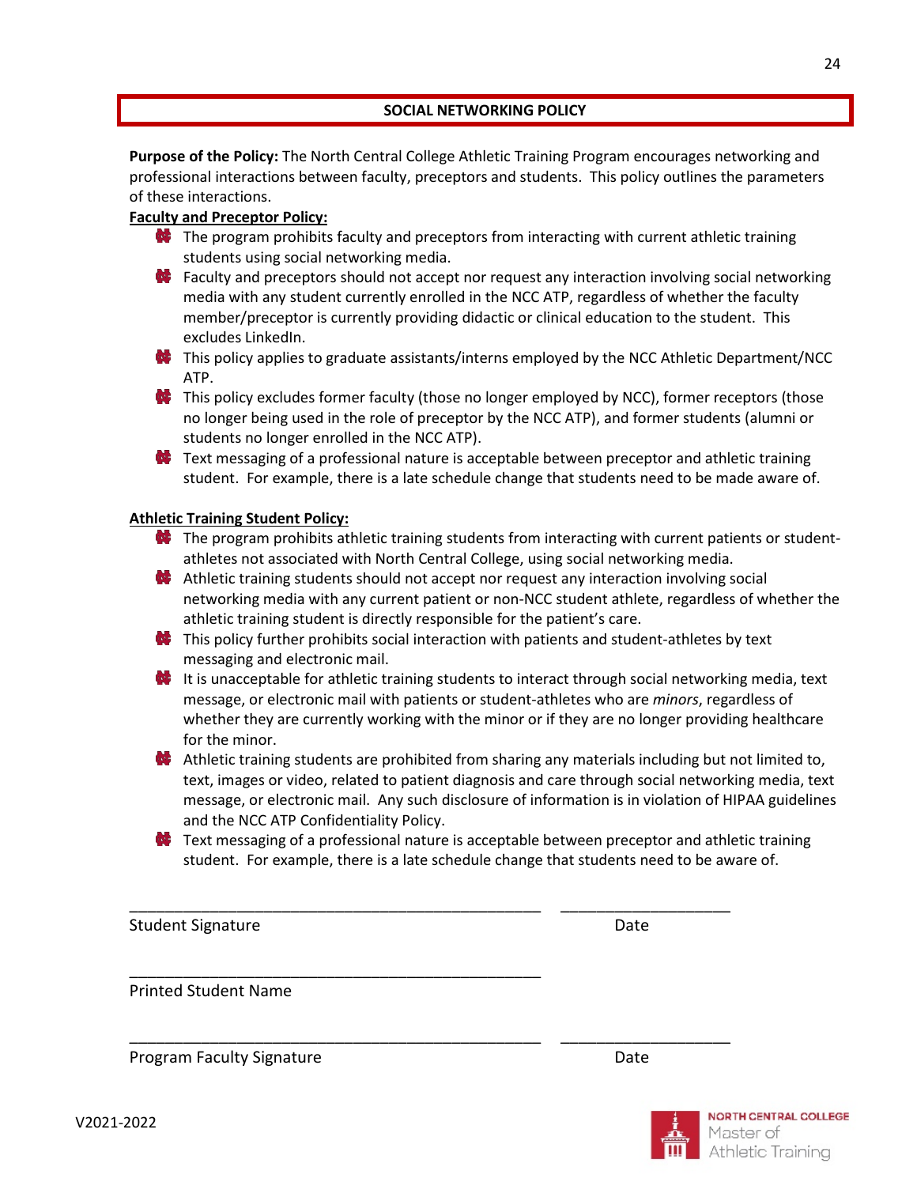## SOCIAL NETWORKING POLICY

**Purpose of the Policy:** The North Central College Athletic Training Program encourages networking and professional interactions between faculty, preceptors and students. This policy outlines the parameters of these interactions.

**Faculty and Preceptor Policy:**

- The program prohibits faculty and preceptors from interacting with current athletic training students using social networking media.
- Faculty and preceptors should not accept nor request any interaction involving social networking media with any student currently enrolled in the NCC ATP, regardless of whether the faculty member/preceptor is currently providing didactic or clinical education to the student. This excludes LinkedIn.
- This policy applies to graduate assistants/interns employed by the NCC Athletic Department/NCC ATP.
- This policy excludes former faculty (those no longer employed by NCC), former receptors (those no longer being used in the role of preceptor by the NCC ATP), and former students (alumni or students no longer enrolled in the NCC ATP).
- Text messaging of a professional nature is acceptable between preceptor and athletic training student. For example, there is a late schedule change that students need to be made aware of.

**Athletic Training Student Policy:**

- The program prohibits athletic training students from interacting with current patients or student-athletes not associated with North Central College, using social networking media.
- Athletic training students should not accept nor request any interaction involving social networking media with any current patient or non-NCC student athlete, regardless of whether the athletic training student is directly responsible for the patient's care.
- This policy further prohibits social interaction with patients and student-athletes by text messaging and electronic mail.
- It is unacceptable for athletic training students to interact through social networking media, text message, or electronic mail with patients or student-athletes who are *minors*, regardless of whether they are currently working with the minor or if they are no longer providing healthcare for the minor.
- Athletic training students are prohibited from sharing any materials including but not limited to, text, images or video, related to patient diagnosis and care through social networking media, text message, or electronic mail. Any such disclosure of information is in violation of HIPAA guidelines and the NCC ATP Confidentiality Policy.
- Text messaging of a professional nature is acceptable between preceptor and athletic training student. For example, there is a late schedule change that students need to be aware of.

_______________________________________________ ___________________

Student Signature Date

_______________________________________________

Printed Student Name

_______________________________________________ ___________________

Program Faculty Signature Date

V2021-2022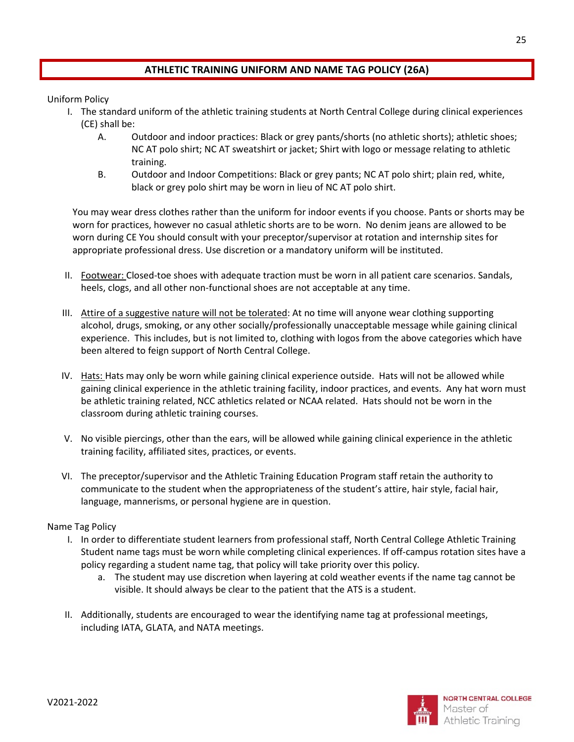## ATHLETIC TRAINING UNIFORM AND NAME TAG POLICY (26A)

Uniform Policy

I. The standard uniform of the athletic training students at North Central College during clinical experiences (CE) shall be:
   A. Outdoor and indoor practices: Black or grey pants/shorts (no athletic shorts); athletic shoes; NC AT polo shirt; NC AT sweatshirt or jacket; Shirt with logo or message relating to athletic training.
   B. Outdoor and Indoor Competitions: Black or grey pants; NC AT polo shirt; plain red, white, black or grey polo shirt may be worn in lieu of NC AT polo shirt.

   You may wear dress clothes rather than the uniform for indoor events if you choose. Pants or shorts may be worn for practices, however no casual athletic shorts are to be worn. No denim jeans are allowed to be worn during CE You should consult with your preceptor/supervisor at rotation and internship sites for appropriate professional dress. Use discretion or a mandatory uniform will be instituted.

II. <u>Footwear:</u> Closed-toe shoes with adequate traction must be worn in all patient care scenarios. Sandals, heels, clogs, and all other non-functional shoes are not acceptable at any time.

III. <u>Attire of a suggestive nature will not be tolerated</u>: At no time will anyone wear clothing supporting alcohol, drugs, smoking, or any other socially/professionally unacceptable message while gaining clinical experience. This includes, but is not limited to, clothing with logos from the above categories which have been altered to feign support of North Central College.

IV. <u>Hats:</u> Hats may only be worn while gaining clinical experience outside. Hats will not be allowed while gaining clinical experience in the athletic training facility, indoor practices, and events. Any hat worn must be athletic training related, NCC athletics related or NCAA related. Hats should not be worn in the classroom during athletic training courses.

V. No visible piercings, other than the ears, will be allowed while gaining clinical experience in the athletic training facility, affiliated sites, practices, or events.

VI. The preceptor/supervisor and the Athletic Training Education Program staff retain the authority to communicate to the student when the appropriateness of the student's attire, hair style, facial hair, language, mannerisms, or personal hygiene are in question.

Name Tag Policy

I. In order to differentiate student learners from professional staff, North Central College Athletic Training Student name tags must be worn while completing clinical experiences. If off-campus rotation sites have a policy regarding a student name tag, that policy will take priority over this policy.
   a. The student may use discretion when layering at cold weather events if the name tag cannot be visible. It should always be clear to the patient that the ATS is a student.

II. Additionally, students are encouraged to wear the identifying name tag at professional meetings, including IATA, GLATA, and NATA meetings.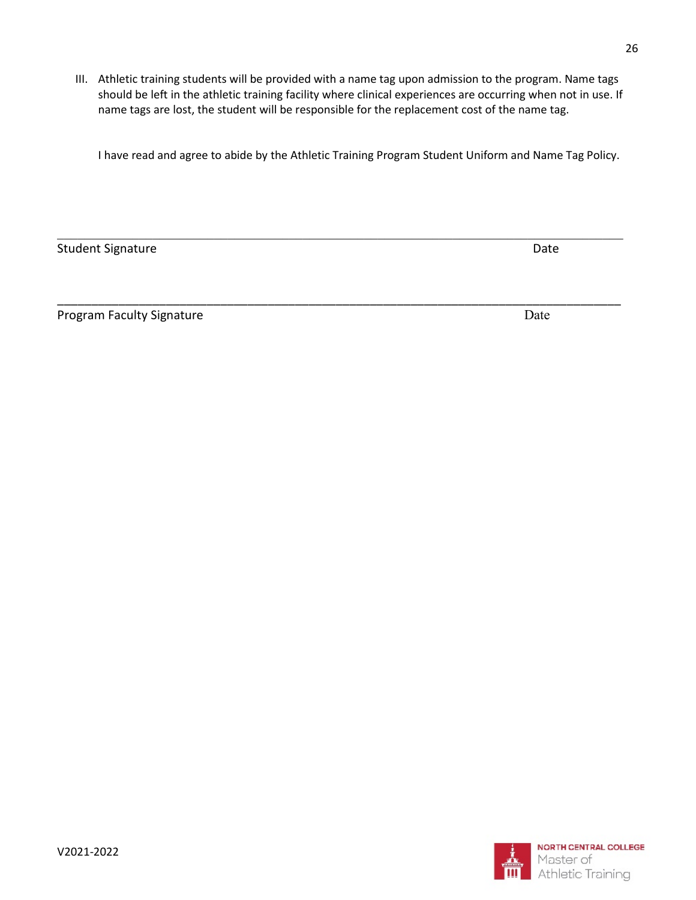III. Athletic training students will be provided with a name tag upon admission to the program. Name tags should be left in the athletic training facility where clinical experiences are occurring when not in use. If name tags are lost, the student will be responsible for the replacement cost of the name tag.

I have read and agree to abide by the Athletic Training Program Student Uniform and Name Tag Policy.

\_\_\_\_\_\_\_\_\_\_\_\_\_\_\_\_\_\_\_\_\_\_\_\_\_\_\_\_\_\_\_\_\_\_\_\_\_\_\_\_\_\_\_\_\_\_\_\_\_\_\_\_\_\_\_\_\_\_\_\_\_\_\_\_\_\_\_\_\_\_\_\_\_\_\_\_\_\_\_\_\_\_\_\_\_\_

Student Signature Date

\_\_\_\_\_\_\_\_\_\_\_\_\_\_\_\_\_\_\_\_\_\_\_\_\_\_\_\_\_\_\_\_\_\_\_\_\_\_\_\_\_\_\_\_\_\_\_\_\_\_\_\_\_\_\_\_\_\_\_\_\_\_\_\_\_\_\_\_\_\_\_\_\_\_\_\_\_\_\_\_\_\_\_\_\_\_

Program Faculty Signature Date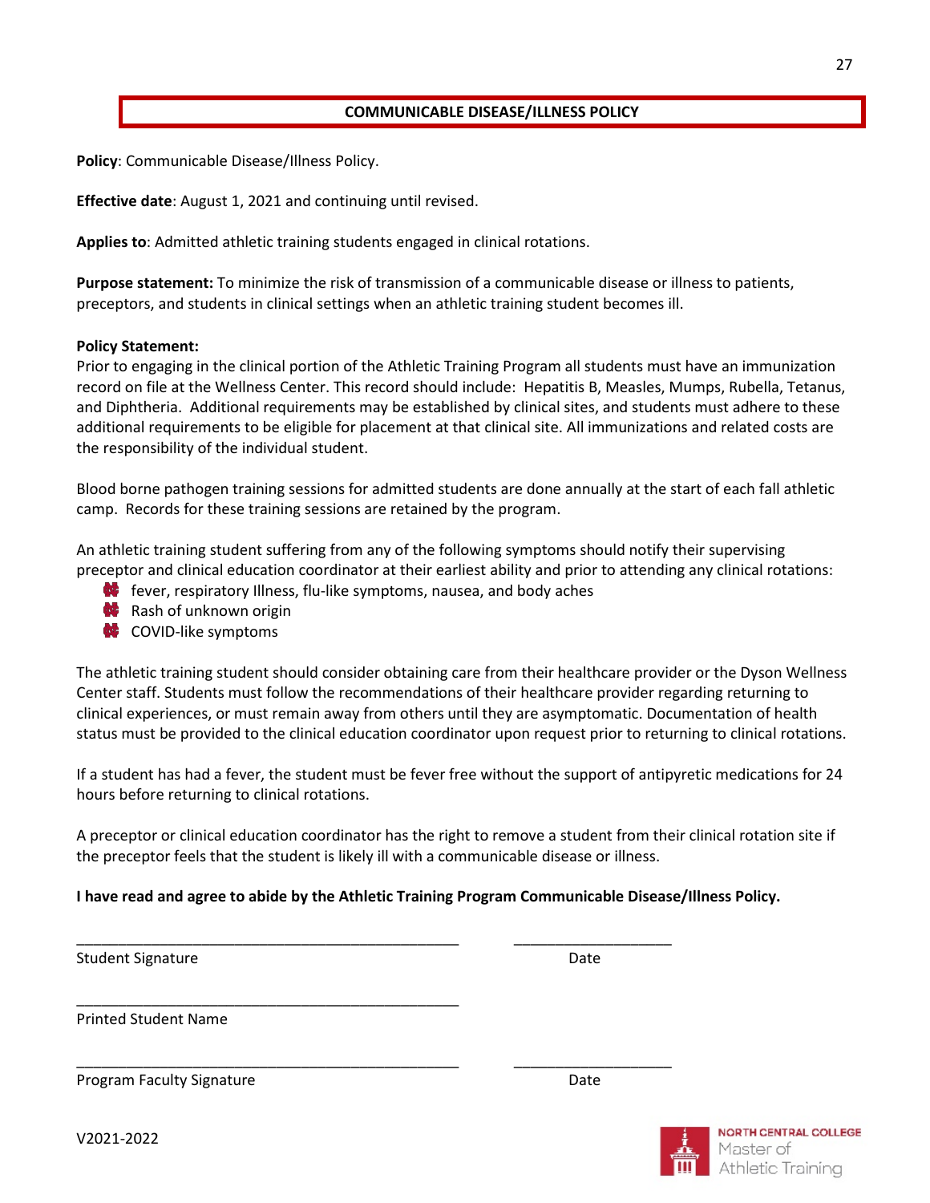## COMMUNICABLE DISEASE/ILLNESS POLICY

**Policy**: Communicable Disease/Illness Policy.

**Effective date**: August 1, 2021 and continuing until revised.

**Applies to**: Admitted athletic training students engaged in clinical rotations.

**Purpose statement:** To minimize the risk of transmission of a communicable disease or illness to patients, preceptors, and students in clinical settings when an athletic training student becomes ill.

**Policy Statement:**
Prior to engaging in the clinical portion of the Athletic Training Program all students must have an immunization record on file at the Wellness Center. This record should include: Hepatitis B, Measles, Mumps, Rubella, Tetanus, and Diphtheria. Additional requirements may be established by clinical sites, and students must adhere to these additional requirements to be eligible for placement at that clinical site. All immunizations and related costs are the responsibility of the individual student.

Blood borne pathogen training sessions for admitted students are done annually at the start of each fall athletic camp. Records for these training sessions are retained by the program.

An athletic training student suffering from any of the following symptoms should notify their supervising preceptor and clinical education coordinator at their earliest ability and prior to attending any clinical rotations:

- fever, respiratory Illness, flu-like symptoms, nausea, and body aches
- Rash of unknown origin
- COVID-like symptoms

The athletic training student should consider obtaining care from their healthcare provider or the Dyson Wellness Center staff. Students must follow the recommendations of their healthcare provider regarding returning to clinical experiences, or must remain away from others until they are asymptomatic. Documentation of health status must be provided to the clinical education coordinator upon request prior to returning to clinical rotations.

If a student has had a fever, the student must be fever free without the support of antipyretic medications for 24 hours before returning to clinical rotations.

A preceptor or clinical education coordinator has the right to remove a student from their clinical rotation site if the preceptor feels that the student is likely ill with a communicable disease or illness.

**I have read and agree to abide by the Athletic Training Program Communicable Disease/Illness Policy.**

_______________________________________________ ___________________

Student Signature Date

_______________________________________________

Printed Student Name

_______________________________________________ ___________________

Program Faculty Signature Date

V2021-2022

NORTH CENTRAL COLLEGE Master of Athletic Training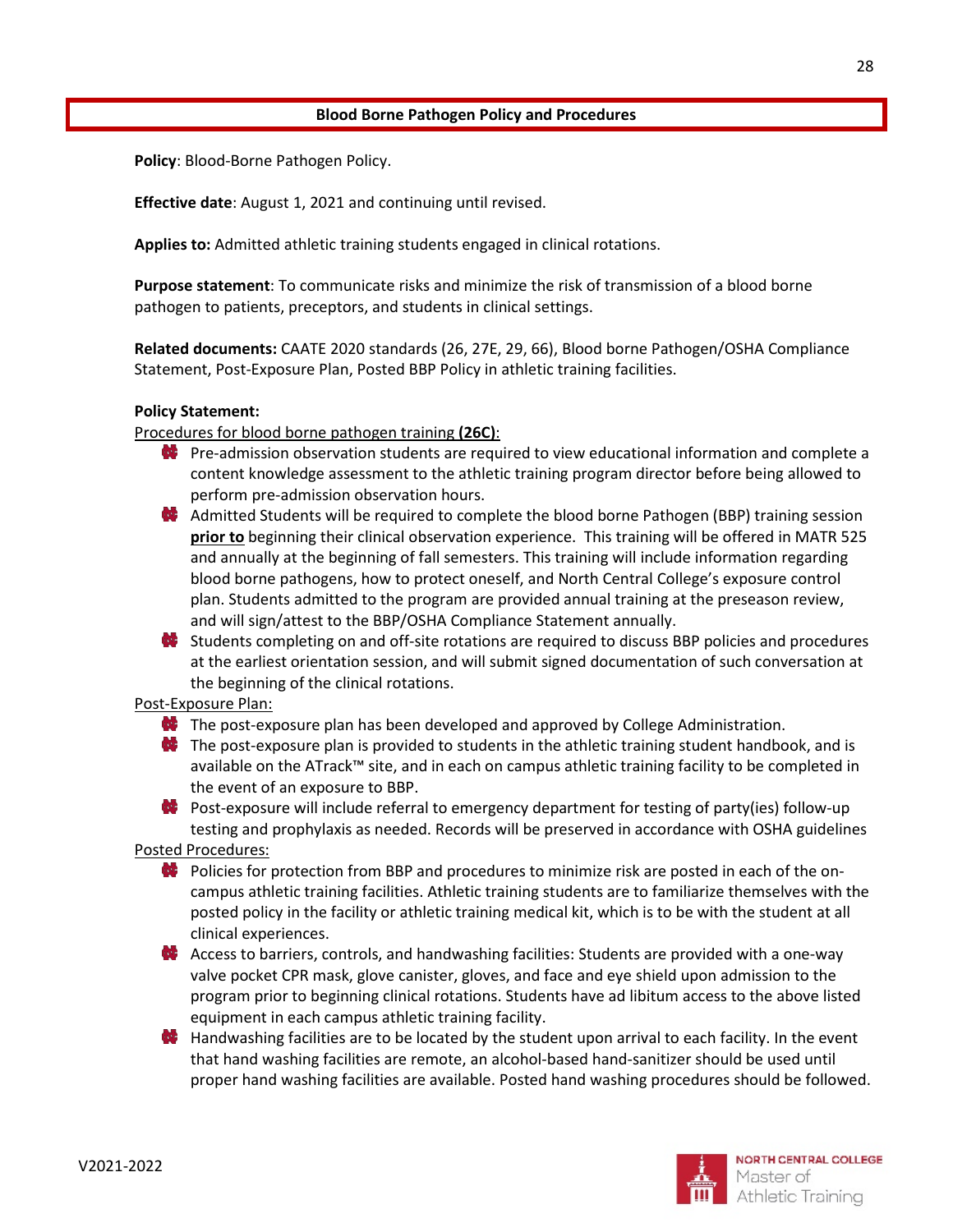## Blood Borne Pathogen Policy and Procedures

**Policy**: Blood-Borne Pathogen Policy.

**Effective date**: August 1, 2021 and continuing until revised.

**Applies to:** Admitted athletic training students engaged in clinical rotations.

**Purpose statement**: To communicate risks and minimize the risk of transmission of a blood borne pathogen to patients, preceptors, and students in clinical settings.

**Related documents:** CAATE 2020 standards (26, 27E, 29, 66), Blood borne Pathogen/OSHA Compliance Statement, Post-Exposure Plan, Posted BBP Policy in athletic training facilities.

**Policy Statement:**

Procedures for blood borne pathogen training **(26C)**:

- Pre-admission observation students are required to view educational information and complete a content knowledge assessment to the athletic training program director before being allowed to perform pre-admission observation hours.
- Admitted Students will be required to complete the blood borne Pathogen (BBP) training session **prior to** beginning their clinical observation experience. This training will be offered in MATR 525 and annually at the beginning of fall semesters. This training will include information regarding blood borne pathogens, how to protect oneself, and North Central College's exposure control plan. Students admitted to the program are provided annual training at the preseason review, and will sign/attest to the BBP/OSHA Compliance Statement annually.
- Students completing on and off-site rotations are required to discuss BBP policies and procedures at the earliest orientation session, and will submit signed documentation of such conversation at the beginning of the clinical rotations.

Post-Exposure Plan:

- The post-exposure plan has been developed and approved by College Administration.
- The post-exposure plan is provided to students in the athletic training student handbook, and is available on the ATrack™ site, and in each on campus athletic training facility to be completed in the event of an exposure to BBP.
- Post-exposure will include referral to emergency department for testing of party(ies) follow-up testing and prophylaxis as needed. Records will be preserved in accordance with OSHA guidelines

Posted Procedures:

- Policies for protection from BBP and procedures to minimize risk are posted in each of the on-campus athletic training facilities. Athletic training students are to familiarize themselves with the posted policy in the facility or athletic training medical kit, which is to be with the student at all clinical experiences.
- Access to barriers, controls, and handwashing facilities: Students are provided with a one-way valve pocket CPR mask, glove canister, gloves, and face and eye shield upon admission to the program prior to beginning clinical rotations. Students have ad libitum access to the above listed equipment in each campus athletic training facility.
- Handwashing facilities are to be located by the student upon arrival to each facility. In the event that hand washing facilities are remote, an alcohol-based hand-sanitizer should be used until proper hand washing facilities are available. Posted hand washing procedures should be followed.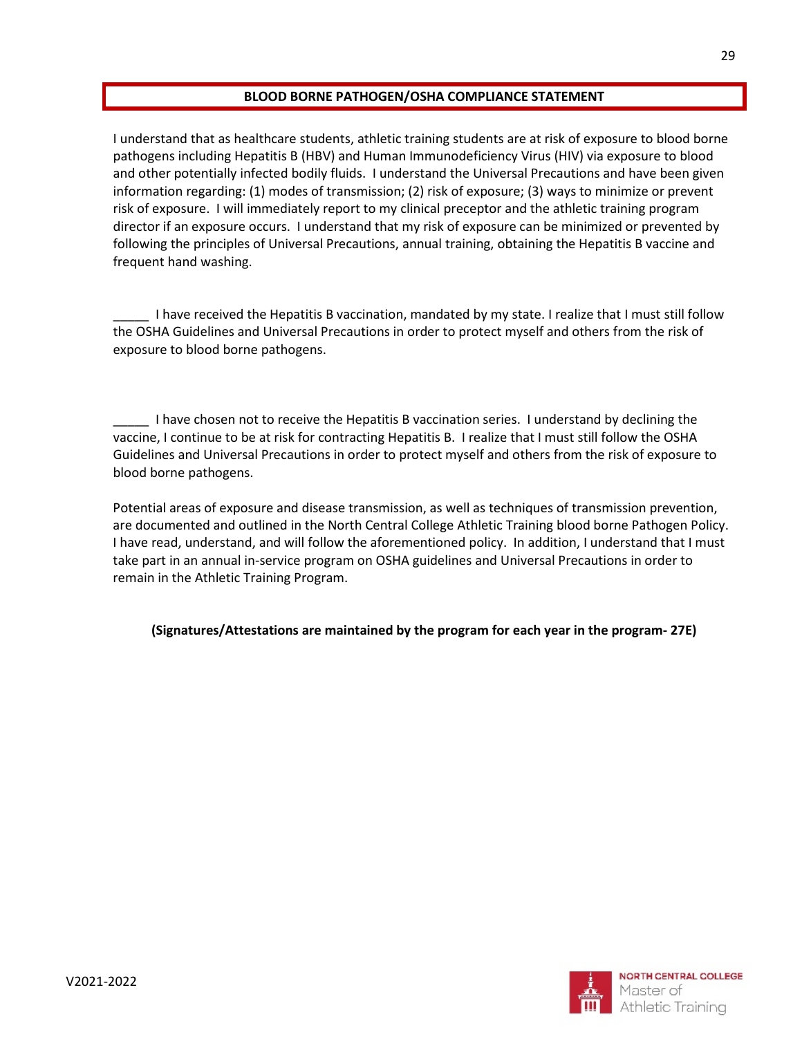## BLOOD BORNE PATHOGEN/OSHA COMPLIANCE STATEMENT

I understand that as healthcare students, athletic training students are at risk of exposure to blood borne pathogens including Hepatitis B (HBV) and Human Immunodeficiency Virus (HIV) via exposure to blood and other potentially infected bodily fluids. I understand the Universal Precautions and have been given information regarding: (1) modes of transmission; (2) risk of exposure; (3) ways to minimize or prevent risk of exposure. I will immediately report to my clinical preceptor and the athletic training program director if an exposure occurs. I understand that my risk of exposure can be minimized or prevented by following the principles of Universal Precautions, annual training, obtaining the Hepatitis B vaccine and frequent hand washing.

_____ I have received the Hepatitis B vaccination, mandated by my state. I realize that I must still follow the OSHA Guidelines and Universal Precautions in order to protect myself and others from the risk of exposure to blood borne pathogens.

_____ I have chosen not to receive the Hepatitis B vaccination series. I understand by declining the vaccine, I continue to be at risk for contracting Hepatitis B. I realize that I must still follow the OSHA Guidelines and Universal Precautions in order to protect myself and others from the risk of exposure to blood borne pathogens.

Potential areas of exposure and disease transmission, as well as techniques of transmission prevention, are documented and outlined in the North Central College Athletic Training blood borne Pathogen Policy. I have read, understand, and will follow the aforementioned policy. In addition, I understand that I must take part in an annual in-service program on OSHA guidelines and Universal Precautions in order to remain in the Athletic Training Program.

**(Signatures/Attestations are maintained by the program for each year in the program- 27E)**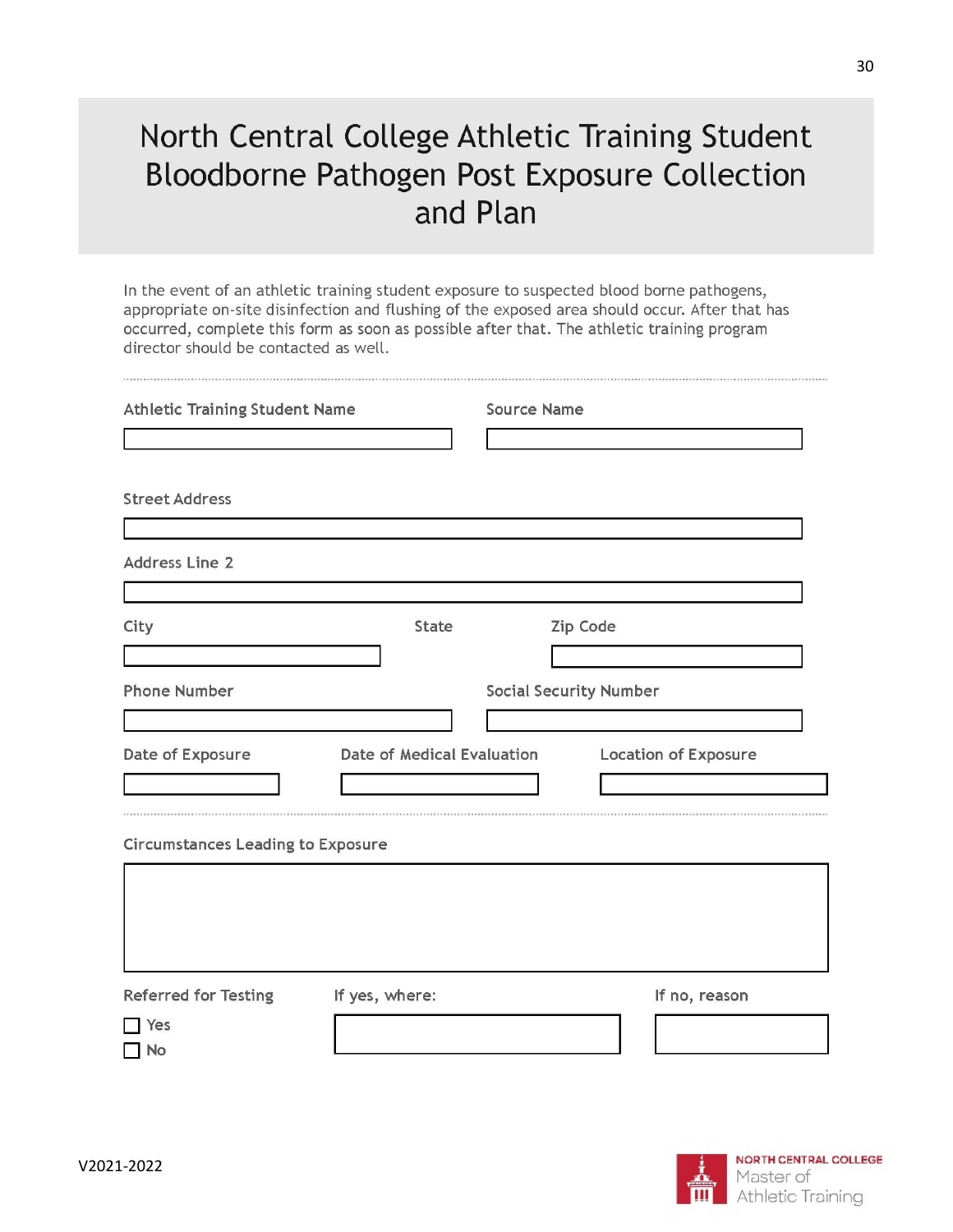# North Central College Athletic Training Student Bloodborne Pathogen Post Exposure Collection and Plan

In the event of an athletic training student exposure to suspected blood borne pathogens, appropriate on-site disinfection and flushing of the exposed area should occur. After that has occurred, complete this form as soon as possible after that. The athletic training program director should be contacted as well.

---

**Athletic Training Student Name** ____________________

**Source Name** ____________________

**Street Address** ____________________

**Address Line 2** ____________________

**City** ____________________

**State**

**Zip Code** ____________________

**Phone Number** ____________________

**Social Security Number** ____________________

**Date of Exposure** ____________________

**Date of Medical Evaluation** ____________________

**Location of Exposure** ____________________

---

**Circumstances Leading to Exposure**

____________________

**Referred for Testing**

- ☐ Yes
- ☐ No

**If yes, where:** ____________________

**If no, reason** ____________________

V2021-2022

NORTH CENTRAL COLLEGE
Master of Athletic Training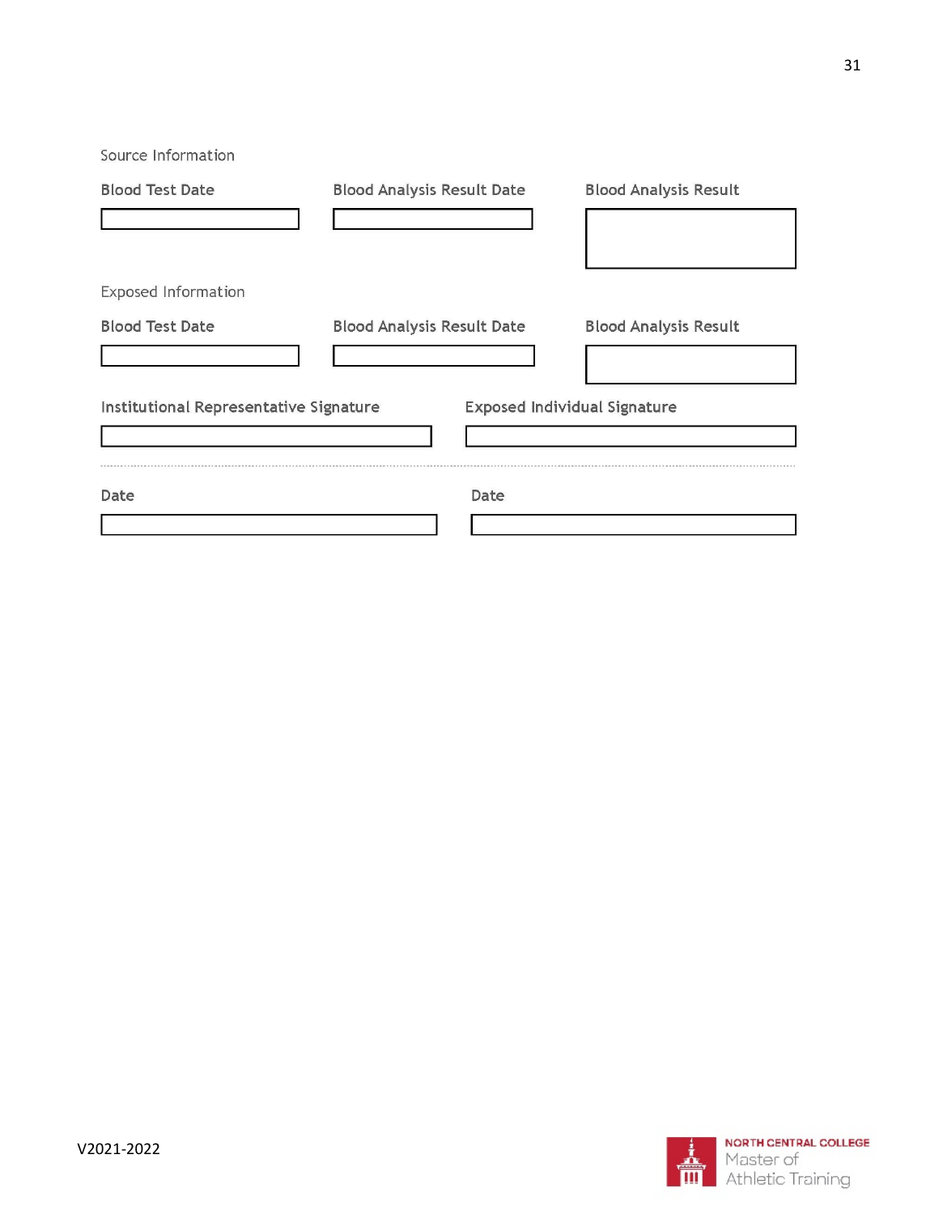Source Information

| Blood Test Date | Blood Analysis Result Date | Blood Analysis Result |
| --- | --- | --- |
| | | |

Exposed Information

| Blood Test Date | Blood Analysis Result Date | Blood Analysis Result |
| --- | --- | --- |
| | | |

| Institutional Representative Signature | Exposed Individual Signature |
| --- | --- |
| | |

| Date | Date |
| --- | --- |
| | |

V2021-2022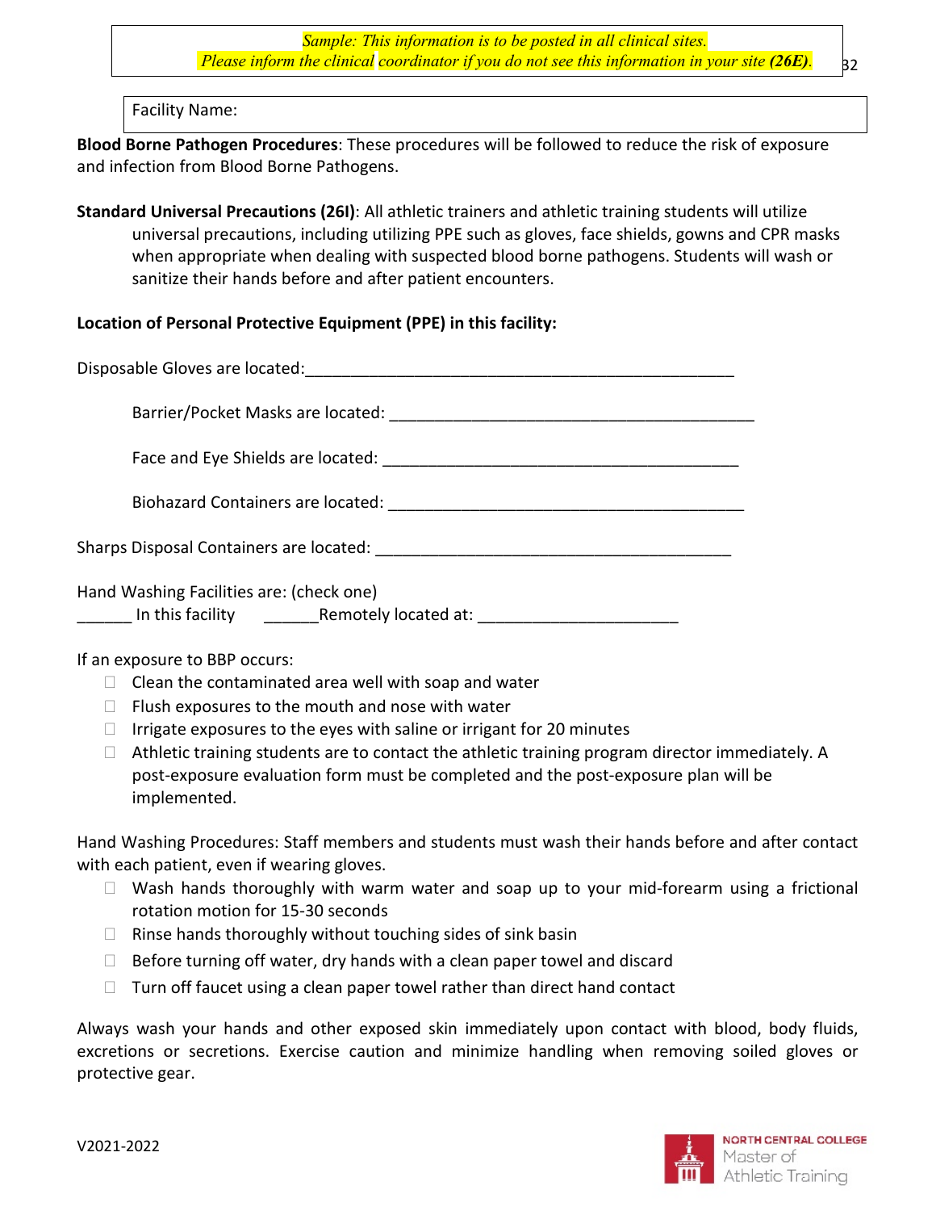*Sample: This information is to be posted in all clinical sites.*
*Please inform the clinical coordinator if you do not see this information in your site **(26E)**.*

Facility Name:

**Blood Borne Pathogen Procedures**: These procedures will be followed to reduce the risk of exposure and infection from Blood Borne Pathogens.

**Standard Universal Precautions (26I)**: All athletic trainers and athletic training students will utilize universal precautions, including utilizing PPE such as gloves, face shields, gowns and CPR masks when appropriate when dealing with suspected blood borne pathogens. Students will wash or sanitize their hands before and after patient encounters.

**Location of Personal Protective Equipment (PPE) in this facility:**

Disposable Gloves are located:_______________________________________________

Barrier/Pocket Masks are located: _________________________________________

Face and Eye Shields are located: ________________________________________

Biohazard Containers are located: ________________________________________

Sharps Disposal Containers are located: ________________________________________

Hand Washing Facilities are: (check one)
______ In this facility ______Remotely located at: ______________________

If an exposure to BBP occurs:

- Clean the contaminated area well with soap and water
- Flush exposures to the mouth and nose with water
- Irrigate exposures to the eyes with saline or irrigant for 20 minutes
- Athletic training students are to contact the athletic training program director immediately. A post-exposure evaluation form must be completed and the post-exposure plan will be implemented.

Hand Washing Procedures: Staff members and students must wash their hands before and after contact with each patient, even if wearing gloves.

- Wash hands thoroughly with warm water and soap up to your mid-forearm using a frictional rotation motion for 15-30 seconds
- Rinse hands thoroughly without touching sides of sink basin
- Before turning off water, dry hands with a clean paper towel and discard
- Turn off faucet using a clean paper towel rather than direct hand contact

Always wash your hands and other exposed skin immediately upon contact with blood, body fluids, excretions or secretions. Exercise caution and minimize handling when removing soiled gloves or protective gear.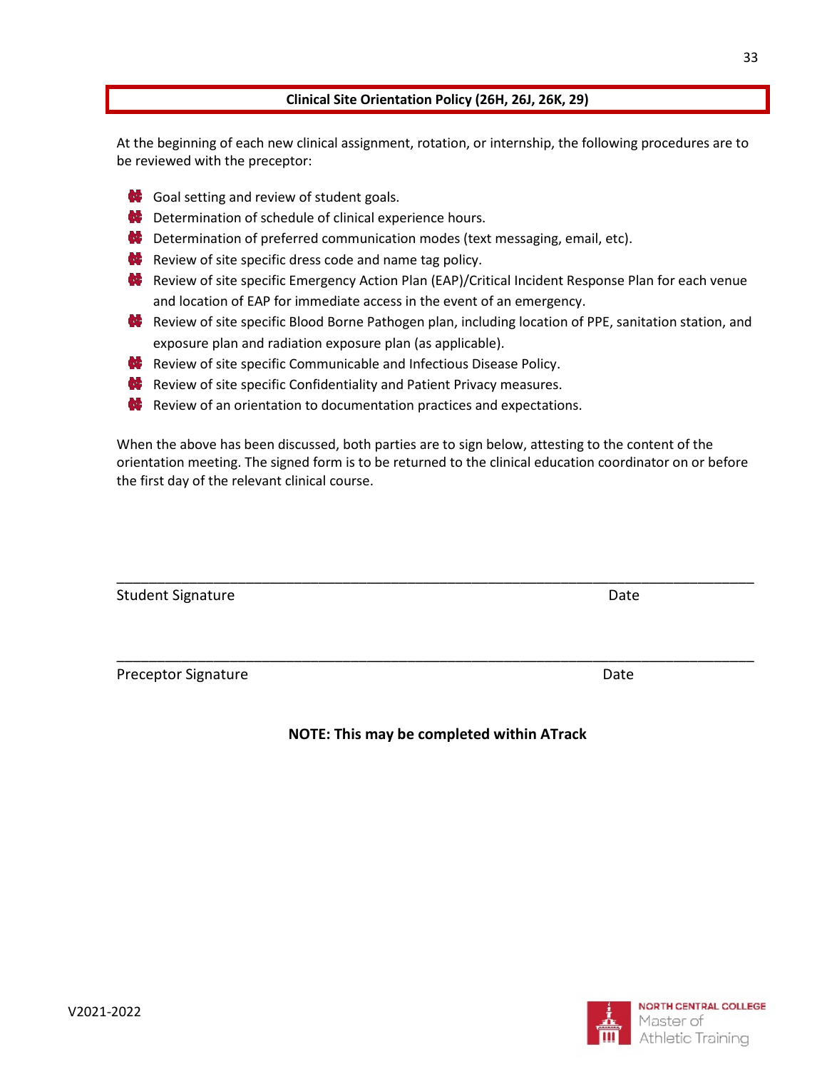## Clinical Site Orientation Policy (26H, 26J, 26K, 29)

At the beginning of each new clinical assignment, rotation, or internship, the following procedures are to be reviewed with the preceptor:

- Goal setting and review of student goals.
- Determination of schedule of clinical experience hours.
- Determination of preferred communication modes (text messaging, email, etc).
- Review of site specific dress code and name tag policy.
- Review of site specific Emergency Action Plan (EAP)/Critical Incident Response Plan for each venue and location of EAP for immediate access in the event of an emergency.
- Review of site specific Blood Borne Pathogen plan, including location of PPE, sanitation station, and exposure plan and radiation exposure plan (as applicable).
- Review of site specific Communicable and Infectious Disease Policy.
- Review of site specific Confidentiality and Patient Privacy measures.
- Review of an orientation to documentation practices and expectations.

When the above has been discussed, both parties are to sign below, attesting to the content of the orientation meeting. The signed form is to be returned to the clinical education coordinator on or before the first day of the relevant clinical course.

\_\_\_\_\_\_\_\_\_\_\_\_\_\_\_\_\_\_\_\_\_\_\_\_\_\_\_\_\_\_\_\_\_\_\_\_\_\_\_\_\_\_\_\_\_\_\_\_\_\_\_\_\_\_\_\_\_\_\_\_\_\_\_\_\_\_\_\_\_\_\_\_

Student Signature Date

\_\_\_\_\_\_\_\_\_\_\_\_\_\_\_\_\_\_\_\_\_\_\_\_\_\_\_\_\_\_\_\_\_\_\_\_\_\_\_\_\_\_\_\_\_\_\_\_\_\_\_\_\_\_\_\_\_\_\_\_\_\_\_\_\_\_\_\_\_\_\_\_

Preceptor Signature Date

**NOTE: This may be completed within ATrack**

V2021-2022

NORTH CENTRAL COLLEGE Master of Athletic Training